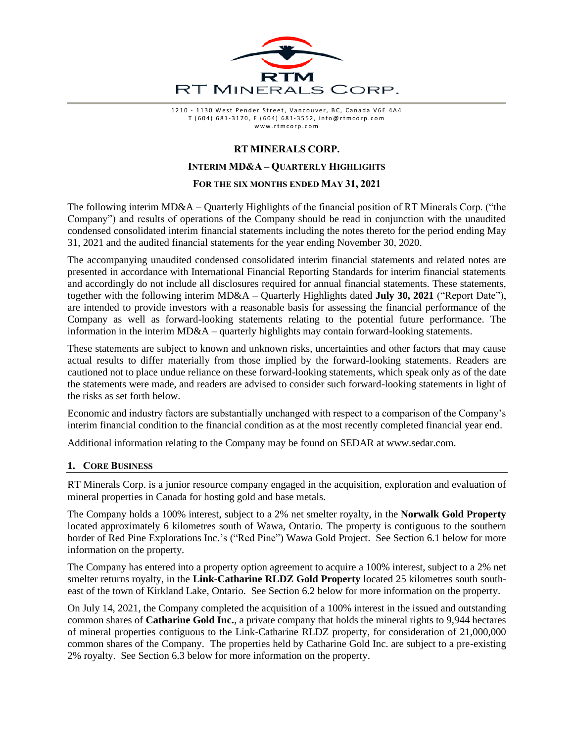RTM

RT MINERALS CORP.

1210 - 1130 West Pender Street, Vancouver, BC, Canada V6E 4A4
T (604) 681-3170, F (604) 681-3552, info@rtmcorp.com
www.rtmcorp.com

# RT MINERALS CORP.

## INTERIM MD&A – QUARTERLY HIGHLIGHTS

## FOR THE SIX MONTHS ENDED MAY 31, 2021

The following interim MD&A – Quarterly Highlights of the financial position of RT Minerals Corp. ("the Company") and results of operations of the Company should be read in conjunction with the unaudited condensed consolidated interim financial statements including the notes thereto for the period ending May 31, 2021 and the audited financial statements for the year ending November 30, 2020.

The accompanying unaudited condensed consolidated interim financial statements and related notes are presented in accordance with International Financial Reporting Standards for interim financial statements and accordingly do not include all disclosures required for annual financial statements. These statements, together with the following interim MD&A – Quarterly Highlights dated **July 30, 2021** ("Report Date"), are intended to provide investors with a reasonable basis for assessing the financial performance of the Company as well as forward-looking statements relating to the potential future performance. The information in the interim MD&A – quarterly highlights may contain forward-looking statements.

These statements are subject to known and unknown risks, uncertainties and other factors that may cause actual results to differ materially from those implied by the forward-looking statements. Readers are cautioned not to place undue reliance on these forward-looking statements, which speak only as of the date the statements were made, and readers are advised to consider such forward-looking statements in light of the risks as set forth below.

Economic and industry factors are substantially unchanged with respect to a comparison of the Company's interim financial condition to the financial condition as at the most recently completed financial year end.

Additional information relating to the Company may be found on SEDAR at www.sedar.com.

### 1. CORE BUSINESS

RT Minerals Corp. is a junior resource company engaged in the acquisition, exploration and evaluation of mineral properties in Canada for hosting gold and base metals.

The Company holds a 100% interest, subject to a 2% net smelter royalty, in the **Norwalk Gold Property** located approximately 6 kilometres south of Wawa, Ontario. The property is contiguous to the southern border of Red Pine Explorations Inc.'s ("Red Pine") Wawa Gold Project. See Section 6.1 below for more information on the property.

The Company has entered into a property option agreement to acquire a 100% interest, subject to a 2% net smelter returns royalty, in the **Link-Catharine RLDZ Gold Property** located 25 kilometres south south-east of the town of Kirkland Lake, Ontario. See Section 6.2 below for more information on the property.

On July 14, 2021, the Company completed the acquisition of a 100% interest in the issued and outstanding common shares of **Catharine Gold Inc.**, a private company that holds the mineral rights to 9,944 hectares of mineral properties contiguous to the Link-Catharine RLDZ property, for consideration of 21,000,000 common shares of the Company. The properties held by Catharine Gold Inc. are subject to a pre-existing 2% royalty. See Section 6.3 below for more information on the property.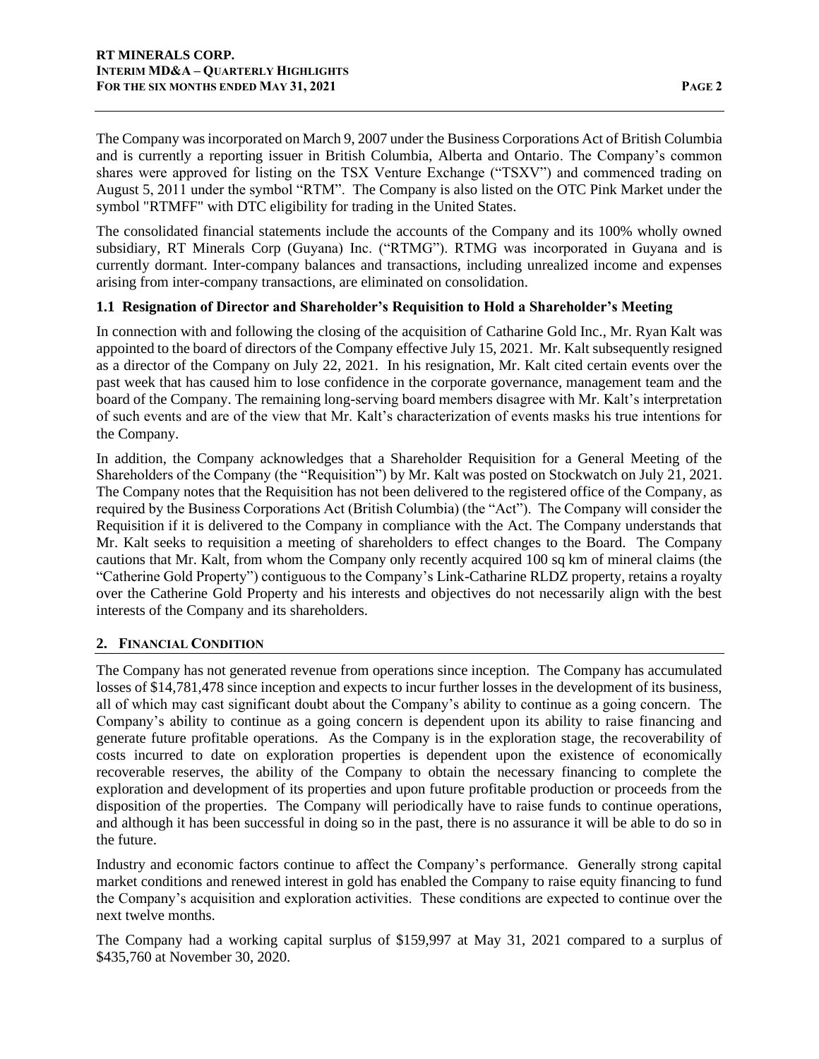The Company was incorporated on March 9, 2007 under the Business Corporations Act of British Columbia and is currently a reporting issuer in British Columbia, Alberta and Ontario. The Company's common shares were approved for listing on the TSX Venture Exchange ("TSXV") and commenced trading on August 5, 2011 under the symbol "RTM". The Company is also listed on the OTC Pink Market under the symbol "RTMFF" with DTC eligibility for trading in the United States.

The consolidated financial statements include the accounts of the Company and its 100% wholly owned subsidiary, RT Minerals Corp (Guyana) Inc. ("RTMG"). RTMG was incorporated in Guyana and is currently dormant. Inter-company balances and transactions, including unrealized income and expenses arising from inter-company transactions, are eliminated on consolidation.

### 1.1 Resignation of Director and Shareholder's Requisition to Hold a Shareholder's Meeting

In connection with and following the closing of the acquisition of Catharine Gold Inc., Mr. Ryan Kalt was appointed to the board of directors of the Company effective July 15, 2021. Mr. Kalt subsequently resigned as a director of the Company on July 22, 2021. In his resignation, Mr. Kalt cited certain events over the past week that has caused him to lose confidence in the corporate governance, management team and the board of the Company. The remaining long-serving board members disagree with Mr. Kalt's interpretation of such events and are of the view that Mr. Kalt's characterization of events masks his true intentions for the Company.

In addition, the Company acknowledges that a Shareholder Requisition for a General Meeting of the Shareholders of the Company (the "Requisition") by Mr. Kalt was posted on Stockwatch on July 21, 2021. The Company notes that the Requisition has not been delivered to the registered office of the Company, as required by the Business Corporations Act (British Columbia) (the "Act"). The Company will consider the Requisition if it is delivered to the Company in compliance with the Act. The Company understands that Mr. Kalt seeks to requisition a meeting of shareholders to effect changes to the Board. The Company cautions that Mr. Kalt, from whom the Company only recently acquired 100 sq km of mineral claims (the "Catherine Gold Property") contiguous to the Company's Link-Catharine RLDZ property, retains a royalty over the Catherine Gold Property and his interests and objectives do not necessarily align with the best interests of the Company and its shareholders.

## 2. Financial Condition

The Company has not generated revenue from operations since inception. The Company has accumulated losses of $14,781,478 since inception and expects to incur further losses in the development of its business, all of which may cast significant doubt about the Company's ability to continue as a going concern. The Company's ability to continue as a going concern is dependent upon its ability to raise financing and generate future profitable operations. As the Company is in the exploration stage, the recoverability of costs incurred to date on exploration properties is dependent upon the existence of economically recoverable reserves, the ability of the Company to obtain the necessary financing to complete the exploration and development of its properties and upon future profitable production or proceeds from the disposition of the properties. The Company will periodically have to raise funds to continue operations, and although it has been successful in doing so in the past, there is no assurance it will be able to do so in the future.

Industry and economic factors continue to affect the Company's performance. Generally strong capital market conditions and renewed interest in gold has enabled the Company to raise equity financing to fund the Company's acquisition and exploration activities. These conditions are expected to continue over the next twelve months.

The Company had a working capital surplus of $159,997 at May 31, 2021 compared to a surplus of $435,760 at November 30, 2020.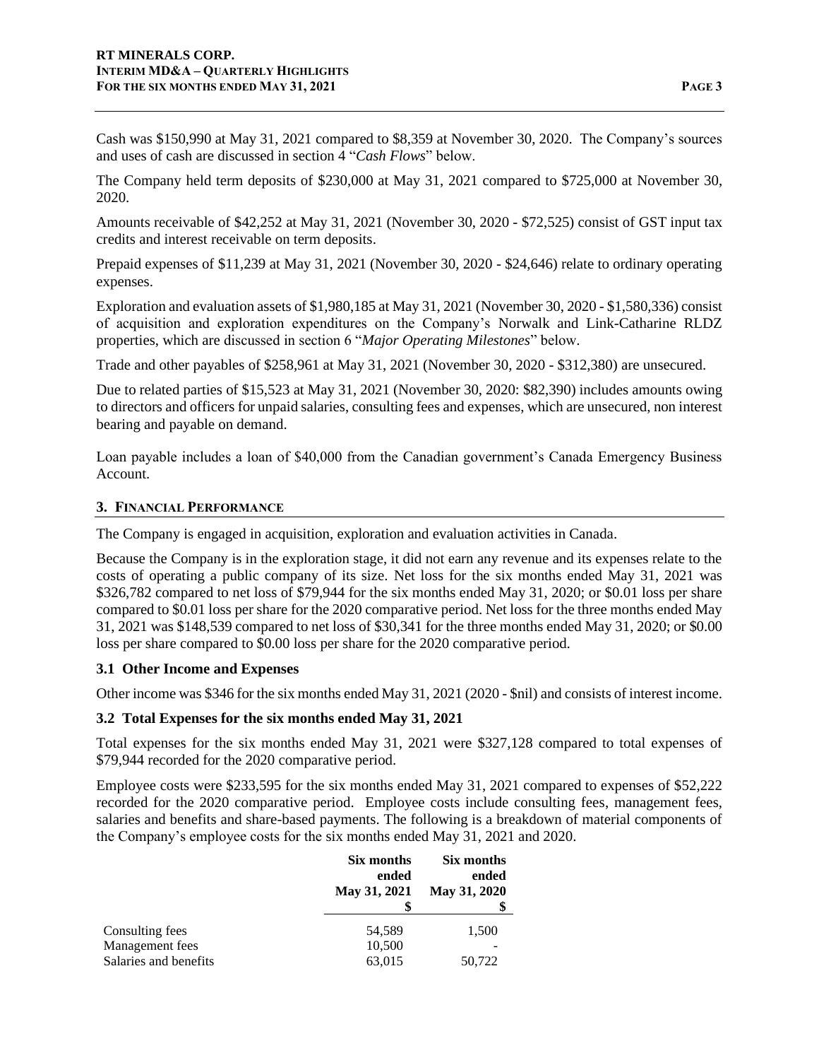Cash was $150,990 at May 31, 2021 compared to $8,359 at November 30, 2020. The Company's sources and uses of cash are discussed in section 4 "*Cash Flows*" below.

The Company held term deposits of $230,000 at May 31, 2021 compared to $725,000 at November 30, 2020.

Amounts receivable of $42,252 at May 31, 2021 (November 30, 2020 - $72,525) consist of GST input tax credits and interest receivable on term deposits.

Prepaid expenses of $11,239 at May 31, 2021 (November 30, 2020 - $24,646) relate to ordinary operating expenses.

Exploration and evaluation assets of $1,980,185 at May 31, 2021 (November 30, 2020 - $1,580,336) consist of acquisition and exploration expenditures on the Company's Norwalk and Link-Catharine RLDZ properties, which are discussed in section 6 "*Major Operating Milestones*" below.

Trade and other payables of $258,961 at May 31, 2021 (November 30, 2020 - $312,380) are unsecured.

Due to related parties of $15,523 at May 31, 2021 (November 30, 2020: $82,390) includes amounts owing to directors and officers for unpaid salaries, consulting fees and expenses, which are unsecured, non interest bearing and payable on demand.

Loan payable includes a loan of $40,000 from the Canadian government's Canada Emergency Business Account.

## 3. Financial Performance

The Company is engaged in acquisition, exploration and evaluation activities in Canada.

Because the Company is in the exploration stage, it did not earn any revenue and its expenses relate to the costs of operating a public company of its size. Net loss for the six months ended May 31, 2021 was $326,782 compared to net loss of $79,944 for the six months ended May 31, 2020; or $0.01 loss per share compared to $0.01 loss per share for the 2020 comparative period. Net loss for the three months ended May 31, 2021 was $148,539 compared to net loss of $30,341 for the three months ended May 31, 2020; or $0.00 loss per share compared to $0.00 loss per share for the 2020 comparative period.

### 3.1 Other Income and Expenses

Other income was $346 for the six months ended May 31, 2021 (2020 - $nil) and consists of interest income.

### 3.2 Total Expenses for the six months ended May 31, 2021

Total expenses for the six months ended May 31, 2021 were $327,128 compared to total expenses of $79,944 recorded for the 2020 comparative period.

Employee costs were $233,595 for the six months ended May 31, 2021 compared to expenses of $52,222 recorded for the 2020 comparative period. Employee costs include consulting fees, management fees, salaries and benefits and share-based payments. The following is a breakdown of material components of the Company's employee costs for the six months ended May 31, 2021 and 2020.

| | Six months ended May 31, 2021 $ | Six months ended May 31, 2020 $ |
|---|---|---|
| Consulting fees | 54,589 | 1,500 |
| Management fees | 10,500 | - |
| Salaries and benefits | 63,015 | 50,722 |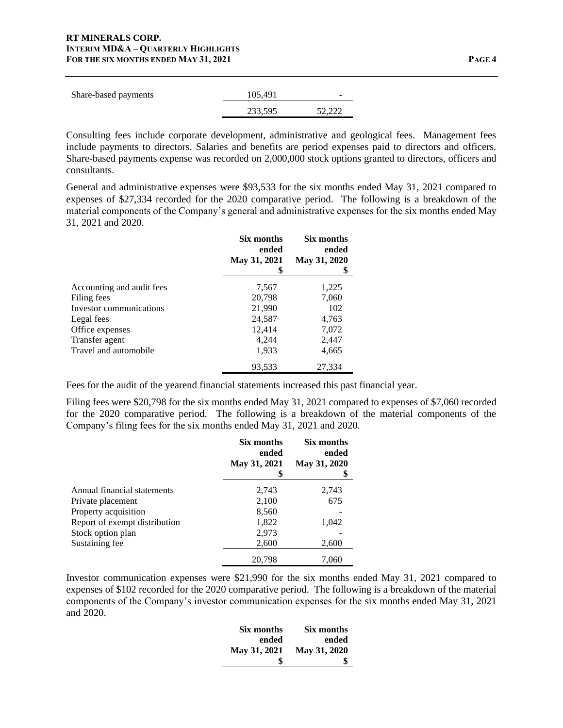| | | |
|---|---|---|
| Share-based payments | 105,491 | - |
| | 233,595 | 52,222 |

Consulting fees include corporate development, administrative and geological fees. Management fees include payments to directors. Salaries and benefits are period expenses paid to directors and officers. Share-based payments expense was recorded on 2,000,000 stock options granted to directors, officers and consultants.

General and administrative expenses were $93,533 for the six months ended May 31, 2021 compared to expenses of $27,334 recorded for the 2020 comparative period. The following is a breakdown of the material components of the Company's general and administrative expenses for the six months ended May 31, 2021 and 2020.

| | **Six months ended May 31, 2021 $** | **Six months ended May 31, 2020 $** |
|---|---|---|
| Accounting and audit fees | 7,567 | 1,225 |
| Filing fees | 20,798 | 7,060 |
| Investor communications | 21,990 | 102 |
| Legal fees | 24,587 | 4,763 |
| Office expenses | 12,414 | 7,072 |
| Transfer agent | 4,244 | 2,447 |
| Travel and automobile | 1,933 | 4,665 |
| | 93,533 | 27,334 |

Fees for the audit of the yearend financial statements increased this past financial year.

Filing fees were $20,798 for the six months ended May 31, 2021 compared to expenses of $7,060 recorded for the 2020 comparative period. The following is a breakdown of the material components of the Company's filing fees for the six months ended May 31, 2021 and 2020.

| | **Six months ended May 31, 2021 $** | **Six months ended May 31, 2020 $** |
|---|---|---|
| Annual financial statements | 2,743 | 2,743 |
| Private placement | 2,100 | 675 |
| Property acquisition | 8,560 | - |
| Report of exempt distribution | 1,822 | 1,042 |
| Stock option plan | 2,973 | - |
| Sustaining fee | 2,600 | 2,600 |
| | 20,798 | 7,060 |

Investor communication expenses were $21,990 for the six months ended May 31, 2021 compared to expenses of $102 recorded for the 2020 comparative period. The following is a breakdown of the material components of the Company's investor communication expenses for the six months ended May 31, 2021 and 2020.

| | **Six months ended May 31, 2021 $** | **Six months ended May 31, 2020 $** |
|---|---|---|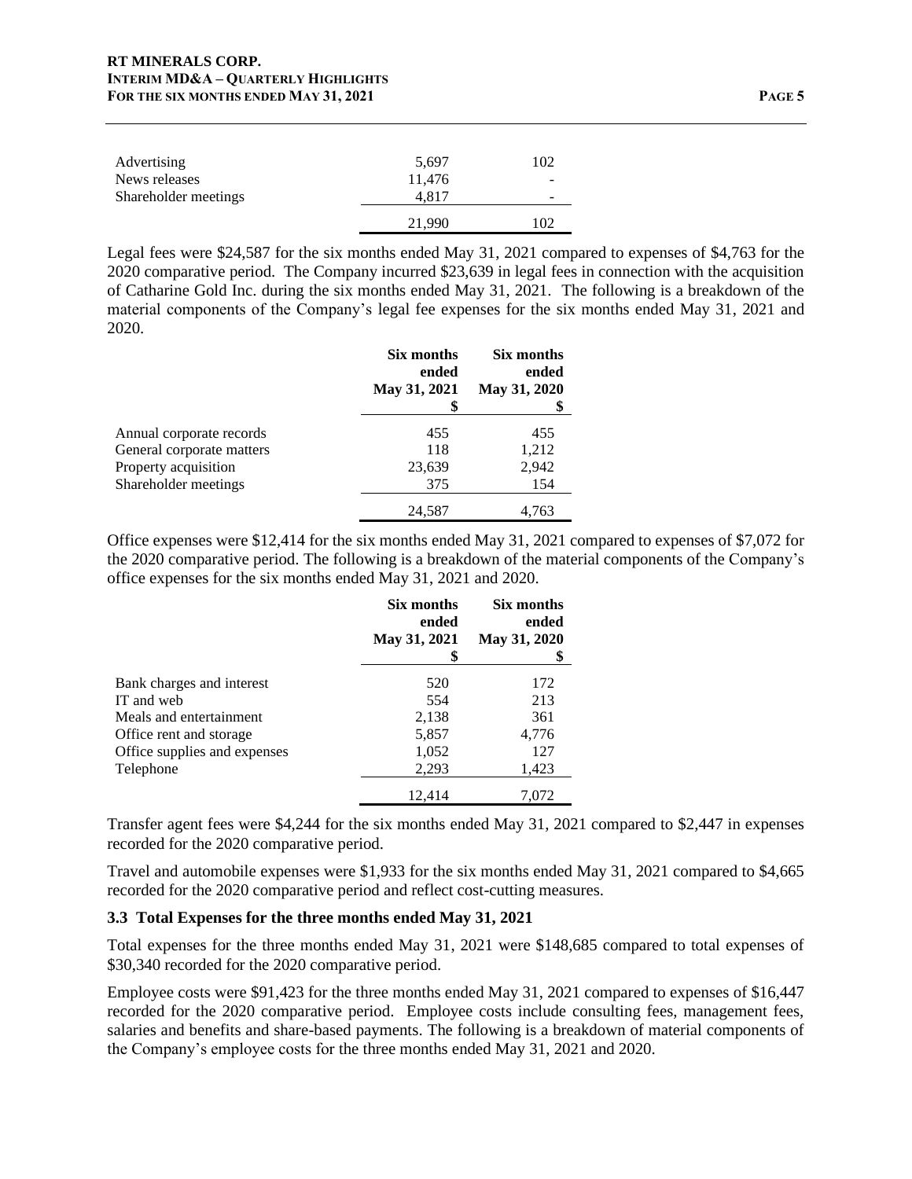| | | |
|---|---|---|
| Advertising | 5,697 | 102 |
| News releases | 11,476 | - |
| Shareholder meetings | 4,817 | - |
| | 21,990 | 102 |

Legal fees were $24,587 for the six months ended May 31, 2021 compared to expenses of $4,763 for the 2020 comparative period. The Company incurred $23,639 in legal fees in connection with the acquisition of Catharine Gold Inc. during the six months ended May 31, 2021. The following is a breakdown of the material components of the Company's legal fee expenses for the six months ended May 31, 2021 and 2020.

| | **Six months ended May 31, 2021 $** | **Six months ended May 31, 2020 $** |
|---|---|---|
| Annual corporate records | 455 | 455 |
| General corporate matters | 118 | 1,212 |
| Property acquisition | 23,639 | 2,942 |
| Shareholder meetings | 375 | 154 |
| | 24,587 | 4,763 |

Office expenses were $12,414 for the six months ended May 31, 2021 compared to expenses of $7,072 for the 2020 comparative period. The following is a breakdown of the material components of the Company's office expenses for the six months ended May 31, 2021 and 2020.

| | **Six months ended May 31, 2021 $** | **Six months ended May 31, 2020 $** |
|---|---|---|
| Bank charges and interest | 520 | 172 |
| IT and web | 554 | 213 |
| Meals and entertainment | 2,138 | 361 |
| Office rent and storage | 5,857 | 4,776 |
| Office supplies and expenses | 1,052 | 127 |
| Telephone | 2,293 | 1,423 |
| | 12,414 | 7,072 |

Transfer agent fees were $4,244 for the six months ended May 31, 2021 compared to $2,447 in expenses recorded for the 2020 comparative period.

Travel and automobile expenses were $1,933 for the six months ended May 31, 2021 compared to $4,665 recorded for the 2020 comparative period and reflect cost-cutting measures.

### 3.3 Total Expenses for the three months ended May 31, 2021

Total expenses for the three months ended May 31, 2021 were $148,685 compared to total expenses of $30,340 recorded for the 2020 comparative period.

Employee costs were $91,423 for the three months ended May 31, 2021 compared to expenses of $16,447 recorded for the 2020 comparative period. Employee costs include consulting fees, management fees, salaries and benefits and share-based payments. The following is a breakdown of material components of the Company's employee costs for the three months ended May 31, 2021 and 2020.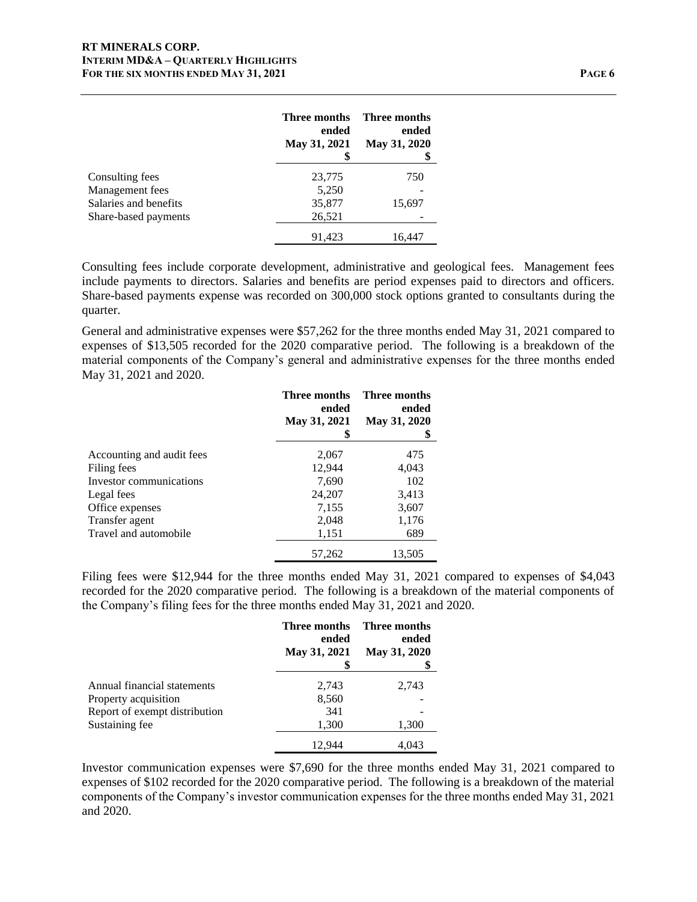| | Three months ended May 31, 2021 $ | Three months ended May 31, 2020 $ |
|---|---|---|
| Consulting fees | 23,775 | 750 |
| Management fees | 5,250 | - |
| Salaries and benefits | 35,877 | 15,697 |
| Share-based payments | 26,521 | - |
| | 91,423 | 16,447 |

Consulting fees include corporate development, administrative and geological fees. Management fees include payments to directors. Salaries and benefits are period expenses paid to directors and officers. Share-based payments expense was recorded on 300,000 stock options granted to consultants during the quarter.

General and administrative expenses were $57,262 for the three months ended May 31, 2021 compared to expenses of $13,505 recorded for the 2020 comparative period. The following is a breakdown of the material components of the Company's general and administrative expenses for the three months ended May 31, 2021 and 2020.

| | Three months ended May 31, 2021 $ | Three months ended May 31, 2020 $ |
|---|---|---|
| Accounting and audit fees | 2,067 | 475 |
| Filing fees | 12,944 | 4,043 |
| Investor communications | 7,690 | 102 |
| Legal fees | 24,207 | 3,413 |
| Office expenses | 7,155 | 3,607 |
| Transfer agent | 2,048 | 1,176 |
| Travel and automobile | 1,151 | 689 |
| | 57,262 | 13,505 |

Filing fees were $12,944 for the three months ended May 31, 2021 compared to expenses of $4,043 recorded for the 2020 comparative period. The following is a breakdown of the material components of the Company's filing fees for the three months ended May 31, 2021 and 2020.

| | Three months ended May 31, 2021 $ | Three months ended May 31, 2020 $ |
|---|---|---|
| Annual financial statements | 2,743 | 2,743 |
| Property acquisition | 8,560 | - |
| Report of exempt distribution | 341 | - |
| Sustaining fee | 1,300 | 1,300 |
| | 12,944 | 4,043 |

Investor communication expenses were $7,690 for the three months ended May 31, 2021 compared to expenses of $102 recorded for the 2020 comparative period. The following is a breakdown of the material components of the Company's investor communication expenses for the three months ended May 31, 2021 and 2020.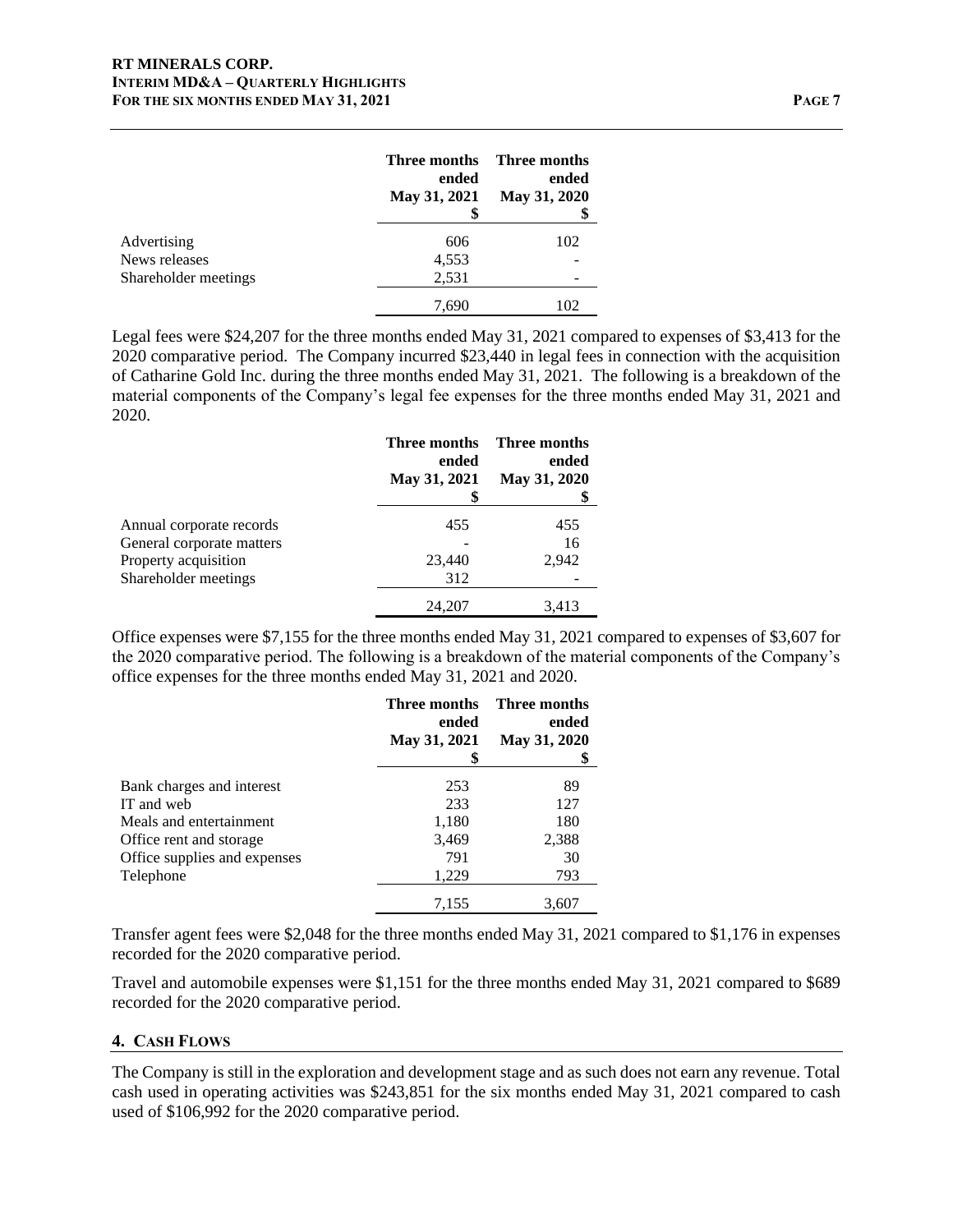| | Three months ended May 31, 2021 $ | Three months ended May 31, 2020 $ |
|---|---|---|
| Advertising | 606 | 102 |
| News releases | 4,553 | - |
| Shareholder meetings | 2,531 | - |
| | 7,690 | 102 |

Legal fees were $24,207 for the three months ended May 31, 2021 compared to expenses of $3,413 for the 2020 comparative period. The Company incurred $23,440 in legal fees in connection with the acquisition of Catharine Gold Inc. during the three months ended May 31, 2021. The following is a breakdown of the material components of the Company's legal fee expenses for the three months ended May 31, 2021 and 2020.

| | Three months ended May 31, 2021 $ | Three months ended May 31, 2020 $ |
|---|---|---|
| Annual corporate records | 455 | 455 |
| General corporate matters | - | 16 |
| Property acquisition | 23,440 | 2,942 |
| Shareholder meetings | 312 | - |
| | 24,207 | 3,413 |

Office expenses were $7,155 for the three months ended May 31, 2021 compared to expenses of $3,607 for the 2020 comparative period. The following is a breakdown of the material components of the Company's office expenses for the three months ended May 31, 2021 and 2020.

| | Three months ended May 31, 2021 $ | Three months ended May 31, 2020 $ |
|---|---|---|
| Bank charges and interest | 253 | 89 |
| IT and web | 233 | 127 |
| Meals and entertainment | 1,180 | 180 |
| Office rent and storage | 3,469 | 2,388 |
| Office supplies and expenses | 791 | 30 |
| Telephone | 1,229 | 793 |
| | 7,155 | 3,607 |

Transfer agent fees were $2,048 for the three months ended May 31, 2021 compared to $1,176 in expenses recorded for the 2020 comparative period.

Travel and automobile expenses were $1,151 for the three months ended May 31, 2021 compared to $689 recorded for the 2020 comparative period.

## 4. CASH FLOWS

The Company is still in the exploration and development stage and as such does not earn any revenue. Total cash used in operating activities was $243,851 for the six months ended May 31, 2021 compared to cash used of $106,992 for the 2020 comparative period.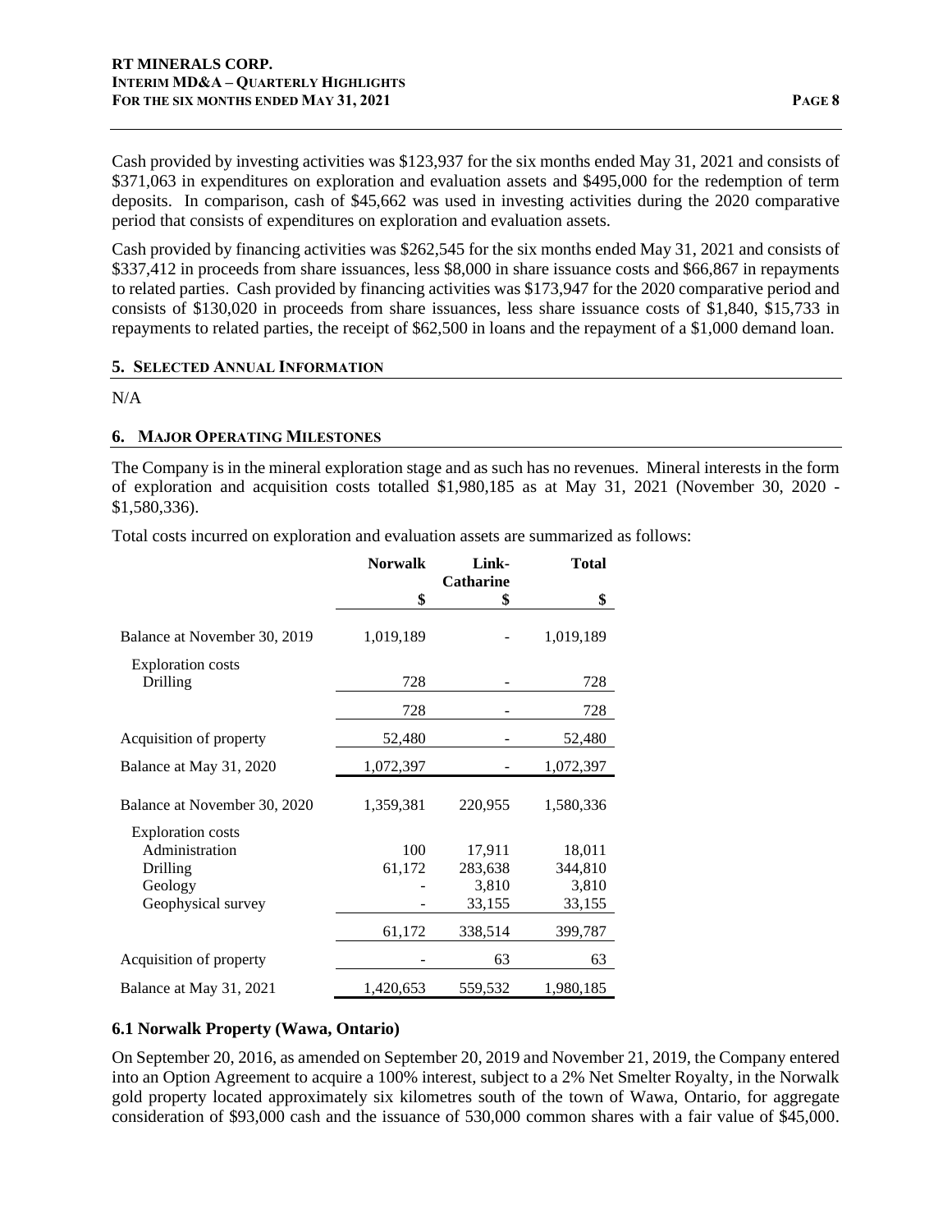Cash provided by investing activities was $123,937 for the six months ended May 31, 2021 and consists of $371,063 in expenditures on exploration and evaluation assets and $495,000 for the redemption of term deposits. In comparison, cash of $45,662 was used in investing activities during the 2020 comparative period that consists of expenditures on exploration and evaluation assets.

Cash provided by financing activities was $262,545 for the six months ended May 31, 2021 and consists of $337,412 in proceeds from share issuances, less $8,000 in share issuance costs and $66,867 in repayments to related parties. Cash provided by financing activities was $173,947 for the 2020 comparative period and consists of $130,020 in proceeds from share issuances, less share issuance costs of $1,840, $15,733 in repayments to related parties, the receipt of $62,500 in loans and the repayment of a $1,000 demand loan.

## 5. SELECTED ANNUAL INFORMATION

N/A

## 6. MAJOR OPERATING MILESTONES

The Company is in the mineral exploration stage and as such has no revenues. Mineral interests in the form of exploration and acquisition costs totalled $1,980,185 as at May 31, 2021 (November 30, 2020 - $1,580,336).

Total costs incurred on exploration and evaluation assets are summarized as follows:

| | Norwalk | Link-Catharine | Total |
|---|---|---|---|
| | $ | $ | $ |
| Balance at November 30, 2019 | 1,019,189 | - | 1,019,189 |
| Exploration costs | | | |
| Drilling | 728 | - | 728 |
| | 728 | - | 728 |
| Acquisition of property | 52,480 | - | 52,480 |
| Balance at May 31, 2020 | 1,072,397 | - | 1,072,397 |
| Balance at November 30, 2020 | 1,359,381 | 220,955 | 1,580,336 |
| Exploration costs | | | |
| Administration | 100 | 17,911 | 18,011 |
| Drilling | 61,172 | 283,638 | 344,810 |
| Geology | - | 3,810 | 3,810 |
| Geophysical survey | - | 33,155 | 33,155 |
| | 61,172 | 338,514 | 399,787 |
| Acquisition of property | - | 63 | 63 |
| Balance at May 31, 2021 | 1,420,653 | 559,532 | 1,980,185 |

### 6.1 Norwalk Property (Wawa, Ontario)

On September 20, 2016, as amended on September 20, 2019 and November 21, 2019, the Company entered into an Option Agreement to acquire a 100% interest, subject to a 2% Net Smelter Royalty, in the Norwalk gold property located approximately six kilometres south of the town of Wawa, Ontario, for aggregate consideration of $93,000 cash and the issuance of 530,000 common shares with a fair value of $45,000.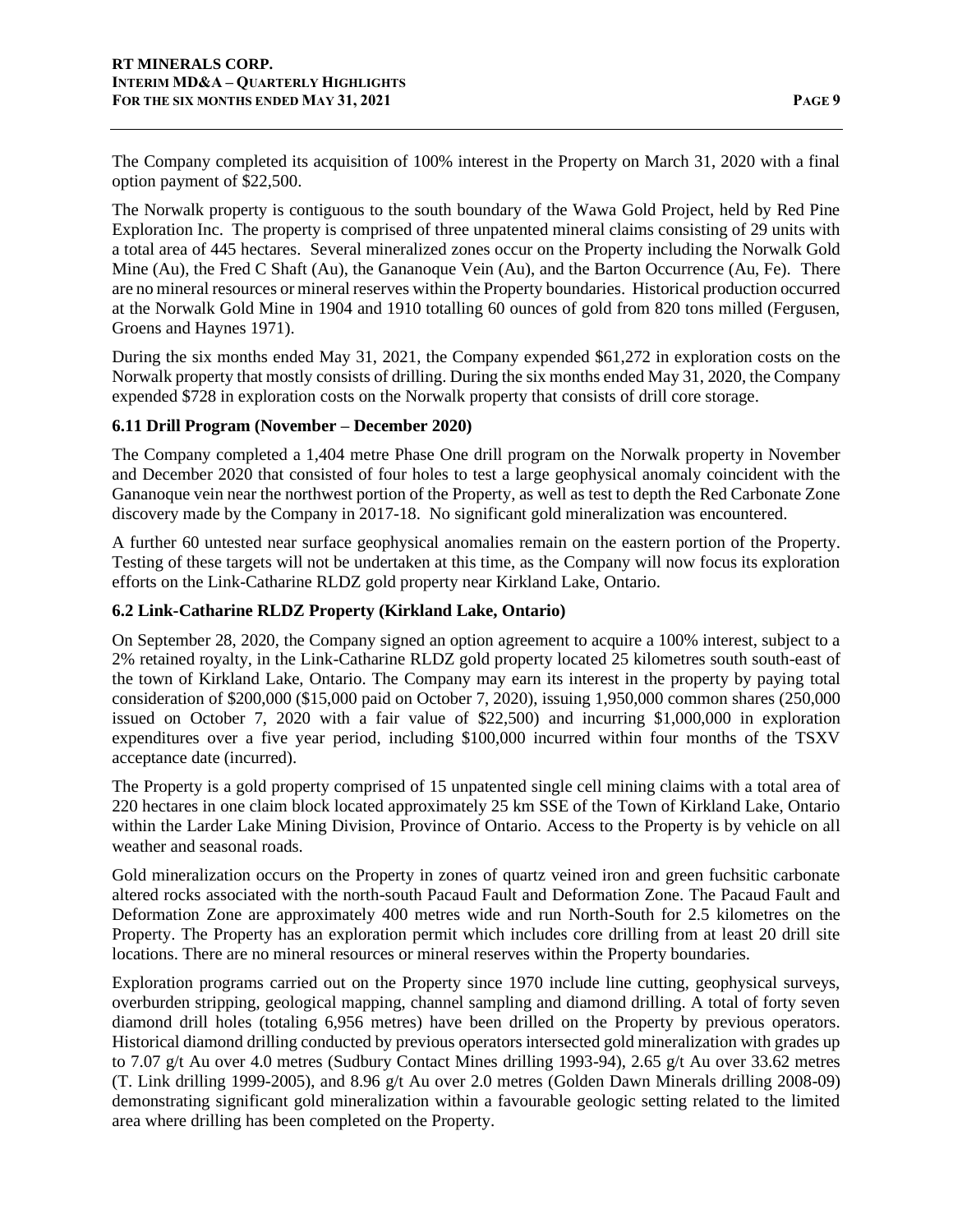The Company completed its acquisition of 100% interest in the Property on March 31, 2020 with a final option payment of $22,500.

The Norwalk property is contiguous to the south boundary of the Wawa Gold Project, held by Red Pine Exploration Inc. The property is comprised of three unpatented mineral claims consisting of 29 units with a total area of 445 hectares. Several mineralized zones occur on the Property including the Norwalk Gold Mine (Au), the Fred C Shaft (Au), the Gananoque Vein (Au), and the Barton Occurrence (Au, Fe). There are no mineral resources or mineral reserves within the Property boundaries. Historical production occurred at the Norwalk Gold Mine in 1904 and 1910 totalling 60 ounces of gold from 820 tons milled (Fergusen, Groens and Haynes 1971).

During the six months ended May 31, 2021, the Company expended $61,272 in exploration costs on the Norwalk property that mostly consists of drilling. During the six months ended May 31, 2020, the Company expended $728 in exploration costs on the Norwalk property that consists of drill core storage.

### 6.11 Drill Program (November – December 2020)

The Company completed a 1,404 metre Phase One drill program on the Norwalk property in November and December 2020 that consisted of four holes to test a large geophysical anomaly coincident with the Gananoque vein near the northwest portion of the Property, as well as test to depth the Red Carbonate Zone discovery made by the Company in 2017-18. No significant gold mineralization was encountered.

A further 60 untested near surface geophysical anomalies remain on the eastern portion of the Property. Testing of these targets will not be undertaken at this time, as the Company will now focus its exploration efforts on the Link-Catharine RLDZ gold property near Kirkland Lake, Ontario.

### 6.2 Link-Catharine RLDZ Property (Kirkland Lake, Ontario)

On September 28, 2020, the Company signed an option agreement to acquire a 100% interest, subject to a 2% retained royalty, in the Link-Catharine RLDZ gold property located 25 kilometres south south-east of the town of Kirkland Lake, Ontario. The Company may earn its interest in the property by paying total consideration of $200,000 ($15,000 paid on October 7, 2020), issuing 1,950,000 common shares (250,000 issued on October 7, 2020 with a fair value of $22,500) and incurring $1,000,000 in exploration expenditures over a five year period, including $100,000 incurred within four months of the TSXV acceptance date (incurred).

The Property is a gold property comprised of 15 unpatented single cell mining claims with a total area of 220 hectares in one claim block located approximately 25 km SSE of the Town of Kirkland Lake, Ontario within the Larder Lake Mining Division, Province of Ontario. Access to the Property is by vehicle on all weather and seasonal roads.

Gold mineralization occurs on the Property in zones of quartz veined iron and green fuchsitic carbonate altered rocks associated with the north-south Pacaud Fault and Deformation Zone. The Pacaud Fault and Deformation Zone are approximately 400 metres wide and run North-South for 2.5 kilometres on the Property. The Property has an exploration permit which includes core drilling from at least 20 drill site locations. There are no mineral resources or mineral reserves within the Property boundaries.

Exploration programs carried out on the Property since 1970 include line cutting, geophysical surveys, overburden stripping, geological mapping, channel sampling and diamond drilling. A total of forty seven diamond drill holes (totaling 6,956 metres) have been drilled on the Property by previous operators. Historical diamond drilling conducted by previous operators intersected gold mineralization with grades up to 7.07 g/t Au over 4.0 metres (Sudbury Contact Mines drilling 1993-94), 2.65 g/t Au over 33.62 metres (T. Link drilling 1999-2005), and 8.96 g/t Au over 2.0 metres (Golden Dawn Minerals drilling 2008-09) demonstrating significant gold mineralization within a favourable geologic setting related to the limited area where drilling has been completed on the Property.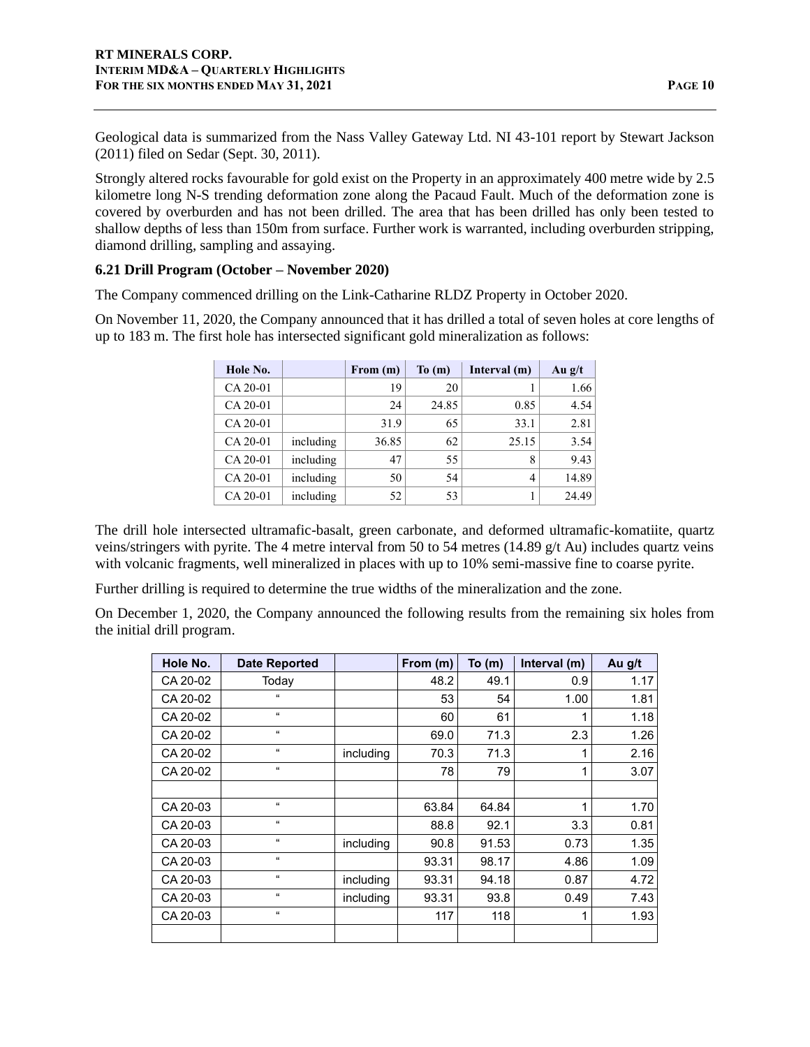Geological data is summarized from the Nass Valley Gateway Ltd. NI 43-101 report by Stewart Jackson (2011) filed on Sedar (Sept. 30, 2011).

Strongly altered rocks favourable for gold exist on the Property in an approximately 400 metre wide by 2.5 kilometre long N-S trending deformation zone along the Pacaud Fault. Much of the deformation zone is covered by overburden and has not been drilled. The area that has been drilled has only been tested to shallow depths of less than 150m from surface. Further work is warranted, including overburden stripping, diamond drilling, sampling and assaying.

### 6.21 Drill Program (October – November 2020)

The Company commenced drilling on the Link-Catharine RLDZ Property in October 2020.

On November 11, 2020, the Company announced that it has drilled a total of seven holes at core lengths of up to 183 m. The first hole has intersected significant gold mineralization as follows:

| Hole No. | | From (m) | To (m) | Interval (m) | Au g/t |
|---|---|---|---|---|---|
| CA 20-01 | | 19 | 20 | 1 | 1.66 |
| CA 20-01 | | 24 | 24.85 | 0.85 | 4.54 |
| CA 20-01 | | 31.9 | 65 | 33.1 | 2.81 |
| CA 20-01 | including | 36.85 | 62 | 25.15 | 3.54 |
| CA 20-01 | including | 47 | 55 | 8 | 9.43 |
| CA 20-01 | including | 50 | 54 | 4 | 14.89 |
| CA 20-01 | including | 52 | 53 | 1 | 24.49 |

The drill hole intersected ultramafic-basalt, green carbonate, and deformed ultramafic-komatiite, quartz veins/stringers with pyrite. The 4 metre interval from 50 to 54 metres (14.89 g/t Au) includes quartz veins with volcanic fragments, well mineralized in places with up to 10% semi-massive fine to coarse pyrite.

Further drilling is required to determine the true widths of the mineralization and the zone.

On December 1, 2020, the Company announced the following results from the remaining six holes from the initial drill program.

| Hole No. | Date Reported | | From (m) | To (m) | Interval (m) | Au g/t |
|---|---|---|---|---|---|---|
| CA 20-02 | Today | | 48.2 | 49.1 | 0.9 | 1.17 |
| CA 20-02 | " | | 53 | 54 | 1.00 | 1.81 |
| CA 20-02 | " | | 60 | 61 | 1 | 1.18 |
| CA 20-02 | " | | 69.0 | 71.3 | 2.3 | 1.26 |
| CA 20-02 | " | including | 70.3 | 71.3 | 1 | 2.16 |
| CA 20-02 | " | | 78 | 79 | 1 | 3.07 |
| | | | | | | |
| CA 20-03 | " | | 63.84 | 64.84 | 1 | 1.70 |
| CA 20-03 | " | | 88.8 | 92.1 | 3.3 | 0.81 |
| CA 20-03 | " | including | 90.8 | 91.53 | 0.73 | 1.35 |
| CA 20-03 | " | | 93.31 | 98.17 | 4.86 | 1.09 |
| CA 20-03 | " | including | 93.31 | 94.18 | 0.87 | 4.72 |
| CA 20-03 | " | including | 93.31 | 93.8 | 0.49 | 7.43 |
| CA 20-03 | " | | 117 | 118 | 1 | 1.93 |
| | | | | | | |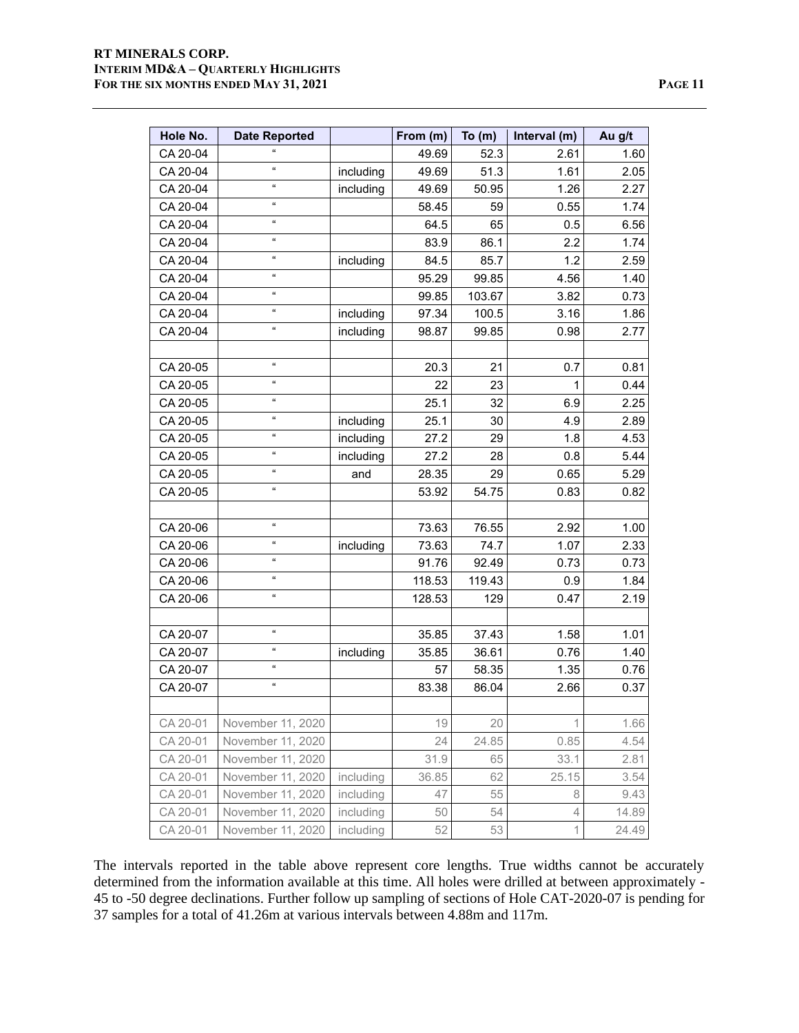| Hole No. | Date Reported | | From (m) | To (m) | Interval (m) | Au g/t |
|---|---|---|---|---|---|---|
| CA 20-04 | " | | 49.69 | 52.3 | 2.61 | 1.60 |
| CA 20-04 | " | including | 49.69 | 51.3 | 1.61 | 2.05 |
| CA 20-04 | " | including | 49.69 | 50.95 | 1.26 | 2.27 |
| CA 20-04 | " | | 58.45 | 59 | 0.55 | 1.74 |
| CA 20-04 | " | | 64.5 | 65 | 0.5 | 6.56 |
| CA 20-04 | " | | 83.9 | 86.1 | 2.2 | 1.74 |
| CA 20-04 | " | including | 84.5 | 85.7 | 1.2 | 2.59 |
| CA 20-04 | " | | 95.29 | 99.85 | 4.56 | 1.40 |
| CA 20-04 | " | | 99.85 | 103.67 | 3.82 | 0.73 |
| CA 20-04 | " | including | 97.34 | 100.5 | 3.16 | 1.86 |
| CA 20-04 | " | including | 98.87 | 99.85 | 0.98 | 2.77 |
| | | | | | | |
| CA 20-05 | " | | 20.3 | 21 | 0.7 | 0.81 |
| CA 20-05 | " | | 22 | 23 | 1 | 0.44 |
| CA 20-05 | " | | 25.1 | 32 | 6.9 | 2.25 |
| CA 20-05 | " | including | 25.1 | 30 | 4.9 | 2.89 |
| CA 20-05 | " | including | 27.2 | 29 | 1.8 | 4.53 |
| CA 20-05 | " | including | 27.2 | 28 | 0.8 | 5.44 |
| CA 20-05 | " | and | 28.35 | 29 | 0.65 | 5.29 |
| CA 20-05 | " | | 53.92 | 54.75 | 0.83 | 0.82 |
| | | | | | | |
| CA 20-06 | " | | 73.63 | 76.55 | 2.92 | 1.00 |
| CA 20-06 | " | including | 73.63 | 74.7 | 1.07 | 2.33 |
| CA 20-06 | " | | 91.76 | 92.49 | 0.73 | 0.73 |
| CA 20-06 | " | | 118.53 | 119.43 | 0.9 | 1.84 |
| CA 20-06 | " | | 128.53 | 129 | 0.47 | 2.19 |
| | | | | | | |
| CA 20-07 | " | | 35.85 | 37.43 | 1.58 | 1.01 |
| CA 20-07 | " | including | 35.85 | 36.61 | 0.76 | 1.40 |
| CA 20-07 | " | | 57 | 58.35 | 1.35 | 0.76 |
| CA 20-07 | " | | 83.38 | 86.04 | 2.66 | 0.37 |
| | | | | | | |
| CA 20-01 | November 11, 2020 | | 19 | 20 | 1 | 1.66 |
| CA 20-01 | November 11, 2020 | | 24 | 24.85 | 0.85 | 4.54 |
| CA 20-01 | November 11, 2020 | | 31.9 | 65 | 33.1 | 2.81 |
| CA 20-01 | November 11, 2020 | including | 36.85 | 62 | 25.15 | 3.54 |
| CA 20-01 | November 11, 2020 | including | 47 | 55 | 8 | 9.43 |
| CA 20-01 | November 11, 2020 | including | 50 | 54 | 4 | 14.89 |
| CA 20-01 | November 11, 2020 | including | 52 | 53 | 1 | 24.49 |

The intervals reported in the table above represent core lengths. True widths cannot be accurately determined from the information available at this time. All holes were drilled at between approximately -45 to -50 degree declinations. Further follow up sampling of sections of Hole CAT-2020-07 is pending for 37 samples for a total of 41.26m at various intervals between 4.88m and 117m.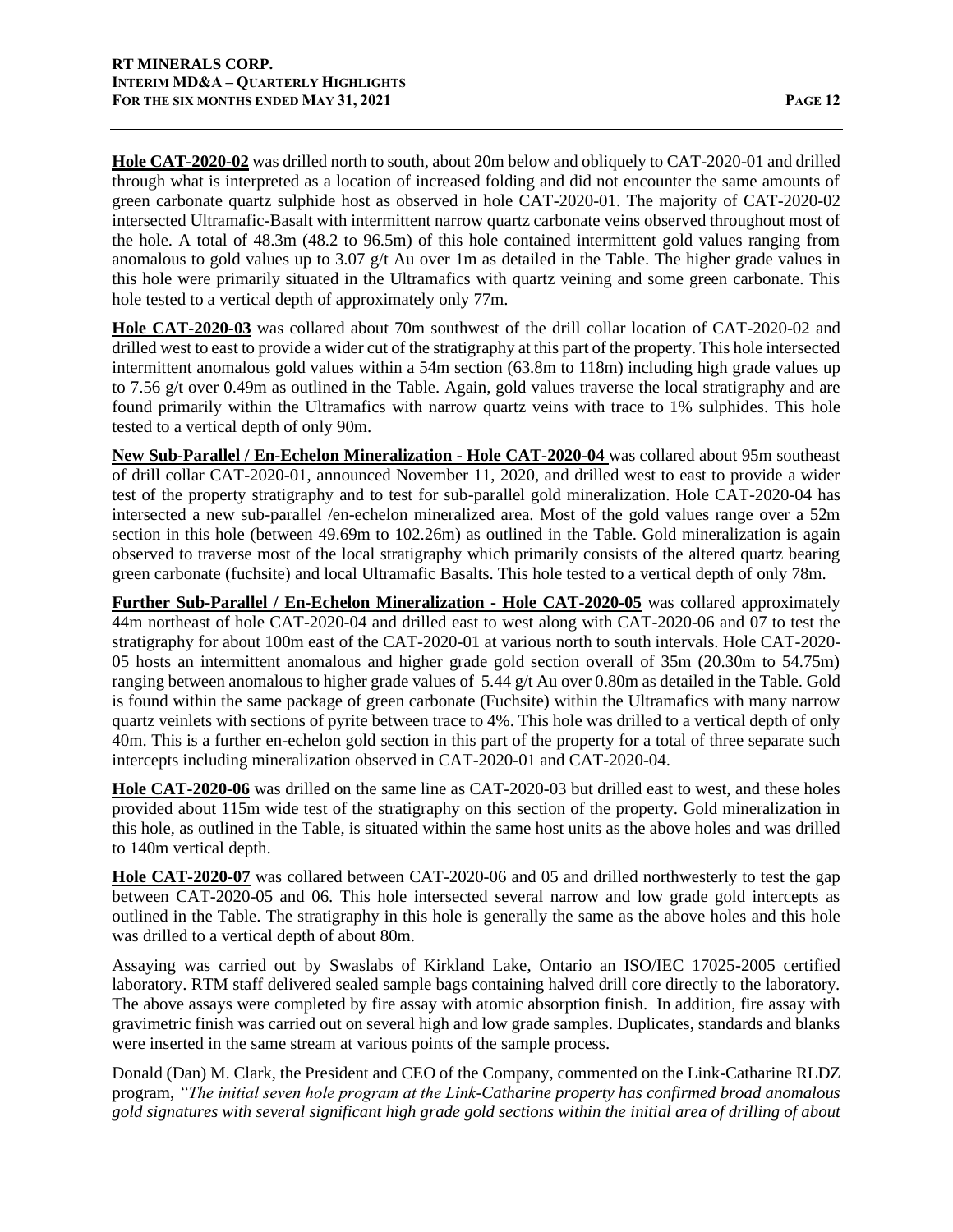**Hole CAT-2020-02** was drilled north to south, about 20m below and obliquely to CAT-2020-01 and drilled through what is interpreted as a location of increased folding and did not encounter the same amounts of green carbonate quartz sulphide host as observed in hole CAT-2020-01. The majority of CAT-2020-02 intersected Ultramafic-Basalt with intermittent narrow quartz carbonate veins observed throughout most of the hole. A total of 48.3m (48.2 to 96.5m) of this hole contained intermittent gold values ranging from anomalous to gold values up to 3.07 g/t Au over 1m as detailed in the Table. The higher grade values in this hole were primarily situated in the Ultramafics with quartz veining and some green carbonate. This hole tested to a vertical depth of approximately only 77m.

**Hole CAT-2020-03** was collared about 70m southwest of the drill collar location of CAT-2020-02 and drilled west to east to provide a wider cut of the stratigraphy at this part of the property. This hole intersected intermittent anomalous gold values within a 54m section (63.8m to 118m) including high grade values up to 7.56 g/t over 0.49m as outlined in the Table. Again, gold values traverse the local stratigraphy and are found primarily within the Ultramafics with narrow quartz veins with trace to 1% sulphides. This hole tested to a vertical depth of only 90m.

**New Sub-Parallel / En-Echelon Mineralization - Hole CAT-2020-04** was collared about 95m southeast of drill collar CAT-2020-01, announced November 11, 2020, and drilled west to east to provide a wider test of the property stratigraphy and to test for sub-parallel gold mineralization. Hole CAT-2020-04 has intersected a new sub-parallel /en-echelon mineralized area. Most of the gold values range over a 52m section in this hole (between 49.69m to 102.26m) as outlined in the Table. Gold mineralization is again observed to traverse most of the local stratigraphy which primarily consists of the altered quartz bearing green carbonate (fuchsite) and local Ultramafic Basalts. This hole tested to a vertical depth of only 78m.

**Further Sub-Parallel / En-Echelon Mineralization - Hole CAT-2020-05** was collared approximately 44m northeast of hole CAT-2020-04 and drilled east to west along with CAT-2020-06 and 07 to test the stratigraphy for about 100m east of the CAT-2020-01 at various north to south intervals. Hole CAT-2020-05 hosts an intermittent anomalous and higher grade gold section overall of 35m (20.30m to 54.75m) ranging between anomalous to higher grade values of 5.44 g/t Au over 0.80m as detailed in the Table. Gold is found within the same package of green carbonate (Fuchsite) within the Ultramafics with many narrow quartz veinlets with sections of pyrite between trace to 4%. This hole was drilled to a vertical depth of only 40m. This is a further en-echelon gold section in this part of the property for a total of three separate such intercepts including mineralization observed in CAT-2020-01 and CAT-2020-04.

**Hole CAT-2020-06** was drilled on the same line as CAT-2020-03 but drilled east to west, and these holes provided about 115m wide test of the stratigraphy on this section of the property. Gold mineralization in this hole, as outlined in the Table, is situated within the same host units as the above holes and was drilled to 140m vertical depth.

**Hole CAT-2020-07** was collared between CAT-2020-06 and 05 and drilled northwesterly to test the gap between CAT-2020-05 and 06. This hole intersected several narrow and low grade gold intercepts as outlined in the Table. The stratigraphy in this hole is generally the same as the above holes and this hole was drilled to a vertical depth of about 80m.

Assaying was carried out by Swaslabs of Kirkland Lake, Ontario an ISO/IEC 17025-2005 certified laboratory. RTM staff delivered sealed sample bags containing halved drill core directly to the laboratory. The above assays were completed by fire assay with atomic absorption finish. In addition, fire assay with gravimetric finish was carried out on several high and low grade samples. Duplicates, standards and blanks were inserted in the same stream at various points of the sample process.

Donald (Dan) M. Clark, the President and CEO of the Company, commented on the Link-Catharine RLDZ program, *"The initial seven hole program at the Link-Catharine property has confirmed broad anomalous gold signatures with several significant high grade gold sections within the initial area of drilling of about*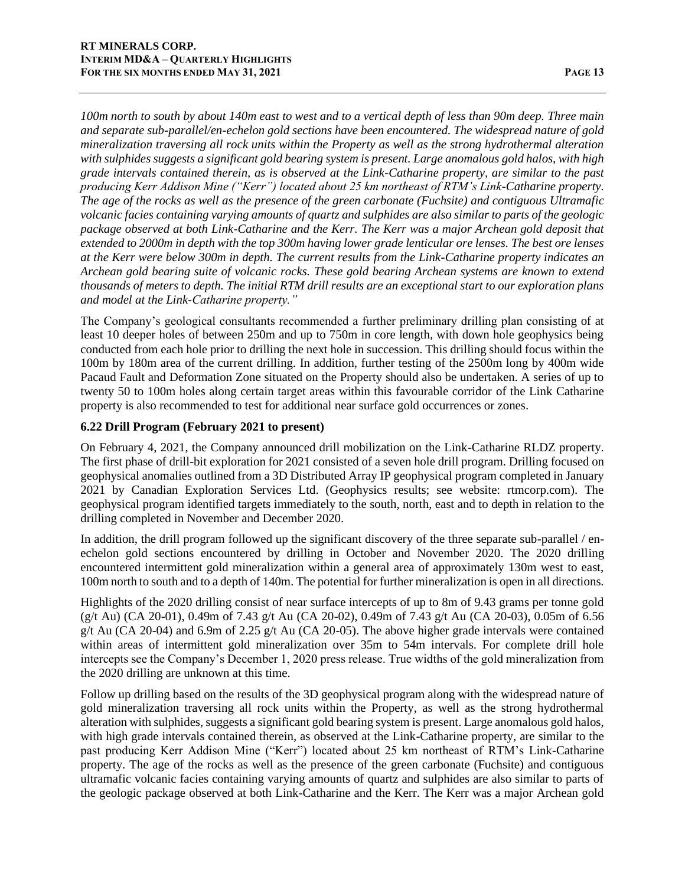*100m north to south by about 140m east to west and to a vertical depth of less than 90m deep. Three main and separate sub-parallel/en-echelon gold sections have been encountered. The widespread nature of gold mineralization traversing all rock units within the Property as well as the strong hydrothermal alteration with sulphides suggests a significant gold bearing system is present. Large anomalous gold halos, with high grade intervals contained therein, as is observed at the Link-Catharine property, are similar to the past producing Kerr Addison Mine ("Kerr") located about 25 km northeast of RTM's Link-Catharine property. The age of the rocks as well as the presence of the green carbonate (Fuchsite) and contiguous Ultramafic volcanic facies containing varying amounts of quartz and sulphides are also similar to parts of the geologic package observed at both Link-Catharine and the Kerr. The Kerr was a major Archean gold deposit that extended to 2000m in depth with the top 300m having lower grade lenticular ore lenses. The best ore lenses at the Kerr were below 300m in depth. The current results from the Link-Catharine property indicates an Archean gold bearing suite of volcanic rocks. These gold bearing Archean systems are known to extend thousands of meters to depth. The initial RTM drill results are an exceptional start to our exploration plans and model at the Link-Catharine property."*

The Company's geological consultants recommended a further preliminary drilling plan consisting of at least 10 deeper holes of between 250m and up to 750m in core length, with down hole geophysics being conducted from each hole prior to drilling the next hole in succession. This drilling should focus within the 100m by 180m area of the current drilling. In addition, further testing of the 2500m long by 400m wide Pacaud Fault and Deformation Zone situated on the Property should also be undertaken. A series of up to twenty 50 to 100m holes along certain target areas within this favourable corridor of the Link Catharine property is also recommended to test for additional near surface gold occurrences or zones.

### 6.22 Drill Program (February 2021 to present)

On February 4, 2021, the Company announced drill mobilization on the Link-Catharine RLDZ property. The first phase of drill-bit exploration for 2021 consisted of a seven hole drill program. Drilling focused on geophysical anomalies outlined from a 3D Distributed Array IP geophysical program completed in January 2021 by Canadian Exploration Services Ltd. (Geophysics results; see website: rtmcorp.com). The geophysical program identified targets immediately to the south, north, east and to depth in relation to the drilling completed in November and December 2020.

In addition, the drill program followed up the significant discovery of the three separate sub-parallel / en-echelon gold sections encountered by drilling in October and November 2020. The 2020 drilling encountered intermittent gold mineralization within a general area of approximately 130m west to east, 100m north to south and to a depth of 140m. The potential for further mineralization is open in all directions.

Highlights of the 2020 drilling consist of near surface intercepts of up to 8m of 9.43 grams per tonne gold (g/t Au) (CA 20-01), 0.49m of 7.43 g/t Au (CA 20-02), 0.49m of 7.43 g/t Au (CA 20-03), 0.05m of 6.56 g/t Au (CA 20-04) and 6.9m of 2.25 g/t Au (CA 20-05). The above higher grade intervals were contained within areas of intermittent gold mineralization over 35m to 54m intervals. For complete drill hole intercepts see the Company's December 1, 2020 press release. True widths of the gold mineralization from the 2020 drilling are unknown at this time.

Follow up drilling based on the results of the 3D geophysical program along with the widespread nature of gold mineralization traversing all rock units within the Property, as well as the strong hydrothermal alteration with sulphides, suggests a significant gold bearing system is present. Large anomalous gold halos, with high grade intervals contained therein, as observed at the Link-Catharine property, are similar to the past producing Kerr Addison Mine ("Kerr") located about 25 km northeast of RTM's Link-Catharine property. The age of the rocks as well as the presence of the green carbonate (Fuchsite) and contiguous ultramafic volcanic facies containing varying amounts of quartz and sulphides are also similar to parts of the geologic package observed at both Link-Catharine and the Kerr. The Kerr was a major Archean gold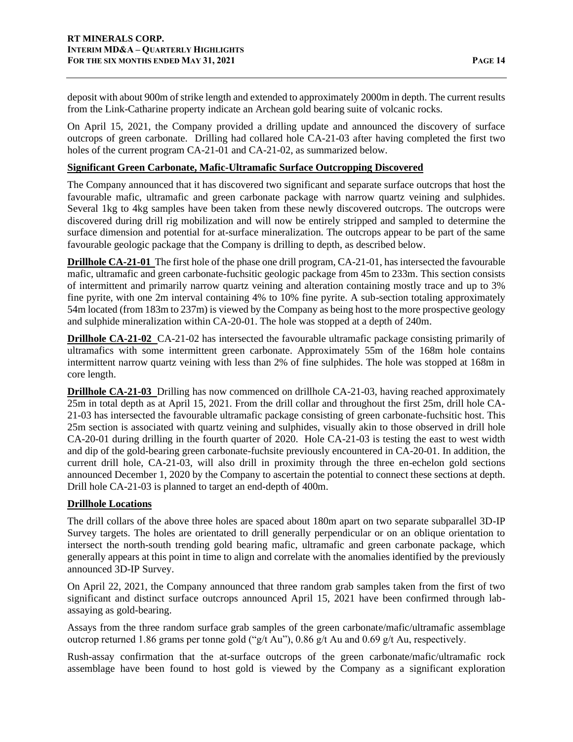deposit with about 900m of strike length and extended to approximately 2000m in depth. The current results from the Link-Catharine property indicate an Archean gold bearing suite of volcanic rocks.

On April 15, 2021, the Company provided a drilling update and announced the discovery of surface outcrops of green carbonate. Drilling had collared hole CA-21-03 after having completed the first two holes of the current program CA-21-01 and CA-21-02, as summarized below.

**Significant Green Carbonate, Mafic-Ultramafic Surface Outcropping Discovered**

The Company announced that it has discovered two significant and separate surface outcrops that host the favourable mafic, ultramafic and green carbonate package with narrow quartz veining and sulphides. Several 1kg to 4kg samples have been taken from these newly discovered outcrops. The outcrops were discovered during drill rig mobilization and will now be entirely stripped and sampled to determine the surface dimension and potential for at-surface mineralization. The outcrops appear to be part of the same favourable geologic package that the Company is drilling to depth, as described below.

**Drillhole CA-21-01** The first hole of the phase one drill program, CA-21-01, has intersected the favourable mafic, ultramafic and green carbonate-fuchsitic geologic package from 45m to 233m. This section consists of intermittent and primarily narrow quartz veining and alteration containing mostly trace and up to 3% fine pyrite, with one 2m interval containing 4% to 10% fine pyrite. A sub-section totaling approximately 54m located (from 183m to 237m) is viewed by the Company as being host to the more prospective geology and sulphide mineralization within CA-20-01. The hole was stopped at a depth of 240m.

**Drillhole CA-21-02** CA-21-02 has intersected the favourable ultramafic package consisting primarily of ultramafics with some intermittent green carbonate. Approximately 55m of the 168m hole contains intermittent narrow quartz veining with less than 2% of fine sulphides. The hole was stopped at 168m in core length.

**Drillhole CA-21-03** Drilling has now commenced on drillhole CA-21-03, having reached approximately 25m in total depth as at April 15, 2021. From the drill collar and throughout the first 25m, drill hole CA-21-03 has intersected the favourable ultramafic package consisting of green carbonate-fuchsitic host. This 25m section is associated with quartz veining and sulphides, visually akin to those observed in drill hole CA-20-01 during drilling in the fourth quarter of 2020. Hole CA-21-03 is testing the east to west width and dip of the gold-bearing green carbonate-fuchsite previously encountered in CA-20-01. In addition, the current drill hole, CA-21-03, will also drill in proximity through the three en-echelon gold sections announced December 1, 2020 by the Company to ascertain the potential to connect these sections at depth. Drill hole CA-21-03 is planned to target an end-depth of 400m.

**Drillhole Locations**

The drill collars of the above three holes are spaced about 180m apart on two separate subparallel 3D-IP Survey targets. The holes are orientated to drill generally perpendicular or on an oblique orientation to intersect the north-south trending gold bearing mafic, ultramafic and green carbonate package, which generally appears at this point in time to align and correlate with the anomalies identified by the previously announced 3D-IP Survey.

On April 22, 2021, the Company announced that three random grab samples taken from the first of two significant and distinct surface outcrops announced April 15, 2021 have been confirmed through lab-assaying as gold-bearing.

Assays from the three random surface grab samples of the green carbonate/mafic/ultramafic assemblage outcrop returned 1.86 grams per tonne gold ("g/t Au"), 0.86 g/t Au and 0.69 g/t Au, respectively.

Rush-assay confirmation that the at-surface outcrops of the green carbonate/mafic/ultramafic rock assemblage have been found to host gold is viewed by the Company as a significant exploration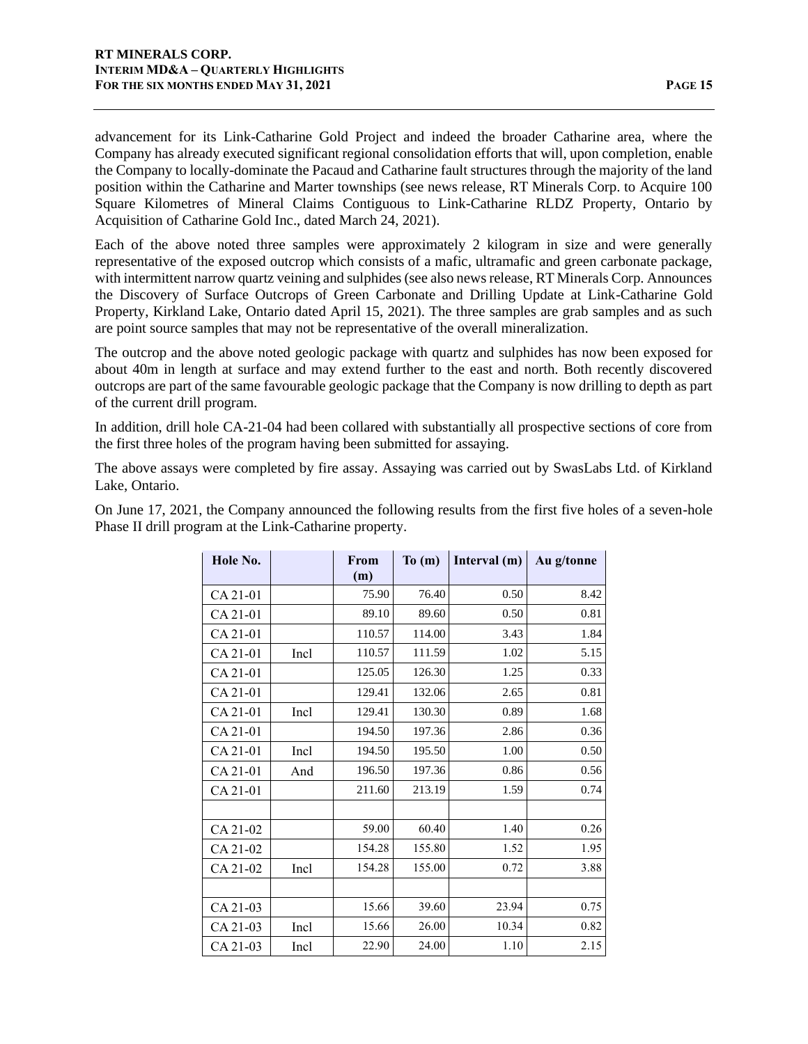advancement for its Link-Catharine Gold Project and indeed the broader Catharine area, where the Company has already executed significant regional consolidation efforts that will, upon completion, enable the Company to locally-dominate the Pacaud and Catharine fault structures through the majority of the land position within the Catharine and Marter townships (see news release, RT Minerals Corp. to Acquire 100 Square Kilometres of Mineral Claims Contiguous to Link-Catharine RLDZ Property, Ontario by Acquisition of Catharine Gold Inc., dated March 24, 2021).

Each of the above noted three samples were approximately 2 kilogram in size and were generally representative of the exposed outcrop which consists of a mafic, ultramafic and green carbonate package, with intermittent narrow quartz veining and sulphides (see also news release, RT Minerals Corp. Announces the Discovery of Surface Outcrops of Green Carbonate and Drilling Update at Link-Catharine Gold Property, Kirkland Lake, Ontario dated April 15, 2021). The three samples are grab samples and as such are point source samples that may not be representative of the overall mineralization.

The outcrop and the above noted geologic package with quartz and sulphides has now been exposed for about 40m in length at surface and may extend further to the east and north. Both recently discovered outcrops are part of the same favourable geologic package that the Company is now drilling to depth as part of the current drill program.

In addition, drill hole CA-21-04 had been collared with substantially all prospective sections of core from the first three holes of the program having been submitted for assaying.

The above assays were completed by fire assay. Assaying was carried out by SwasLabs Ltd. of Kirkland Lake, Ontario.

On June 17, 2021, the Company announced the following results from the first five holes of a seven-hole Phase II drill program at the Link-Catharine property.

| Hole No. | | From (m) | To (m) | Interval (m) | Au g/tonne |
|---|---|---|---|---|---|
| CA 21-01 | | 75.90 | 76.40 | 0.50 | 8.42 |
| CA 21-01 | | 89.10 | 89.60 | 0.50 | 0.81 |
| CA 21-01 | | 110.57 | 114.00 | 3.43 | 1.84 |
| CA 21-01 | Incl | 110.57 | 111.59 | 1.02 | 5.15 |
| CA 21-01 | | 125.05 | 126.30 | 1.25 | 0.33 |
| CA 21-01 | | 129.41 | 132.06 | 2.65 | 0.81 |
| CA 21-01 | Incl | 129.41 | 130.30 | 0.89 | 1.68 |
| CA 21-01 | | 194.50 | 197.36 | 2.86 | 0.36 |
| CA 21-01 | Incl | 194.50 | 195.50 | 1.00 | 0.50 |
| CA 21-01 | And | 196.50 | 197.36 | 0.86 | 0.56 |
| CA 21-01 | | 211.60 | 213.19 | 1.59 | 0.74 |
| | | | | | |
| CA 21-02 | | 59.00 | 60.40 | 1.40 | 0.26 |
| CA 21-02 | | 154.28 | 155.80 | 1.52 | 1.95 |
| CA 21-02 | Incl | 154.28 | 155.00 | 0.72 | 3.88 |
| | | | | | |
| CA 21-03 | | 15.66 | 39.60 | 23.94 | 0.75 |
| CA 21-03 | Incl | 15.66 | 26.00 | 10.34 | 0.82 |
| CA 21-03 | Incl | 22.90 | 24.00 | 1.10 | 2.15 |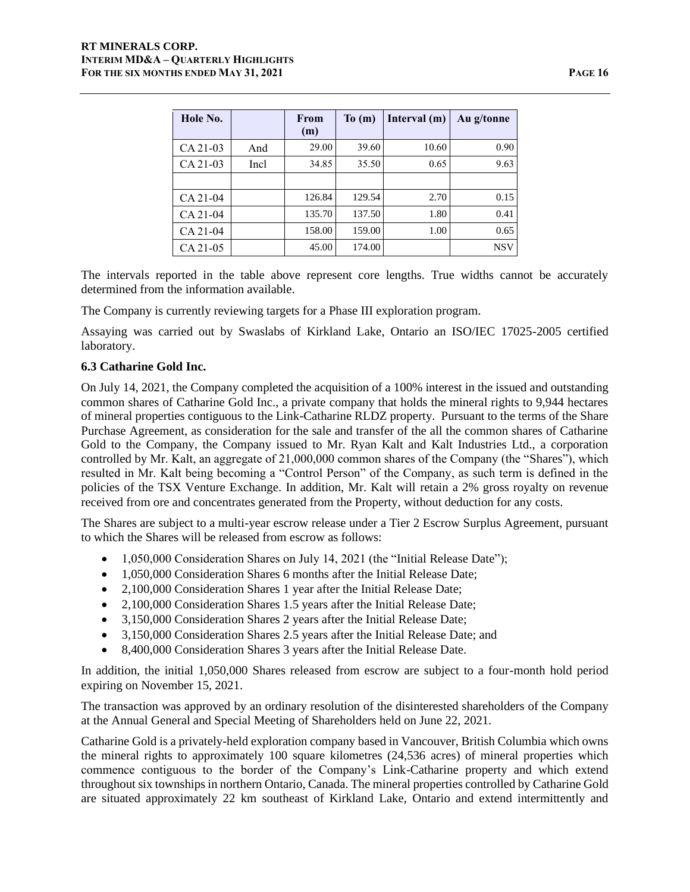| Hole No. | | From (m) | To (m) | Interval (m) | Au g/tonne |
|---|---|---|---|---|---|
| CA 21-03 | And | 29.00 | 39.60 | 10.60 | 0.90 |
| CA 21-03 | Incl | 34.85 | 35.50 | 0.65 | 9.63 |
| | | | | | |
| CA 21-04 | | 126.84 | 129.54 | 2.70 | 0.15 |
| CA 21-04 | | 135.70 | 137.50 | 1.80 | 0.41 |
| CA 21-04 | | 158.00 | 159.00 | 1.00 | 0.65 |
| CA 21-05 | | 45.00 | 174.00 | | NSV |

The intervals reported in the table above represent core lengths. True widths cannot be accurately determined from the information available.

The Company is currently reviewing targets for a Phase III exploration program.

Assaying was carried out by Swaslabs of Kirkland Lake, Ontario an ISO/IEC 17025-2005 certified laboratory.

### 6.3 Catharine Gold Inc.

On July 14, 2021, the Company completed the acquisition of a 100% interest in the issued and outstanding common shares of Catharine Gold Inc., a private company that holds the mineral rights to 9,944 hectares of mineral properties contiguous to the Link-Catharine RLDZ property. Pursuant to the terms of the Share Purchase Agreement, as consideration for the sale and transfer of the all the common shares of Catharine Gold to the Company, the Company issued to Mr. Ryan Kalt and Kalt Industries Ltd., a corporation controlled by Mr. Kalt, an aggregate of 21,000,000 common shares of the Company (the "Shares"), which resulted in Mr. Kalt being becoming a "Control Person" of the Company, as such term is defined in the policies of the TSX Venture Exchange. In addition, Mr. Kalt will retain a 2% gross royalty on revenue received from ore and concentrates generated from the Property, without deduction for any costs.

The Shares are subject to a multi-year escrow release under a Tier 2 Escrow Surplus Agreement, pursuant to which the Shares will be released from escrow as follows:

- 1,050,000 Consideration Shares on July 14, 2021 (the "Initial Release Date");
- 1,050,000 Consideration Shares 6 months after the Initial Release Date;
- 2,100,000 Consideration Shares 1 year after the Initial Release Date;
- 2,100,000 Consideration Shares 1.5 years after the Initial Release Date;
- 3,150,000 Consideration Shares 2 years after the Initial Release Date;
- 3,150,000 Consideration Shares 2.5 years after the Initial Release Date; and
- 8,400,000 Consideration Shares 3 years after the Initial Release Date.

In addition, the initial 1,050,000 Shares released from escrow are subject to a four-month hold period expiring on November 15, 2021.

The transaction was approved by an ordinary resolution of the disinterested shareholders of the Company at the Annual General and Special Meeting of Shareholders held on June 22, 2021.

Catharine Gold is a privately-held exploration company based in Vancouver, British Columbia which owns the mineral rights to approximately 100 square kilometres (24,536 acres) of mineral properties which commence contiguous to the border of the Company's Link-Catharine property and which extend throughout six townships in northern Ontario, Canada. The mineral properties controlled by Catharine Gold are situated approximately 22 km southeast of Kirkland Lake, Ontario and extend intermittently and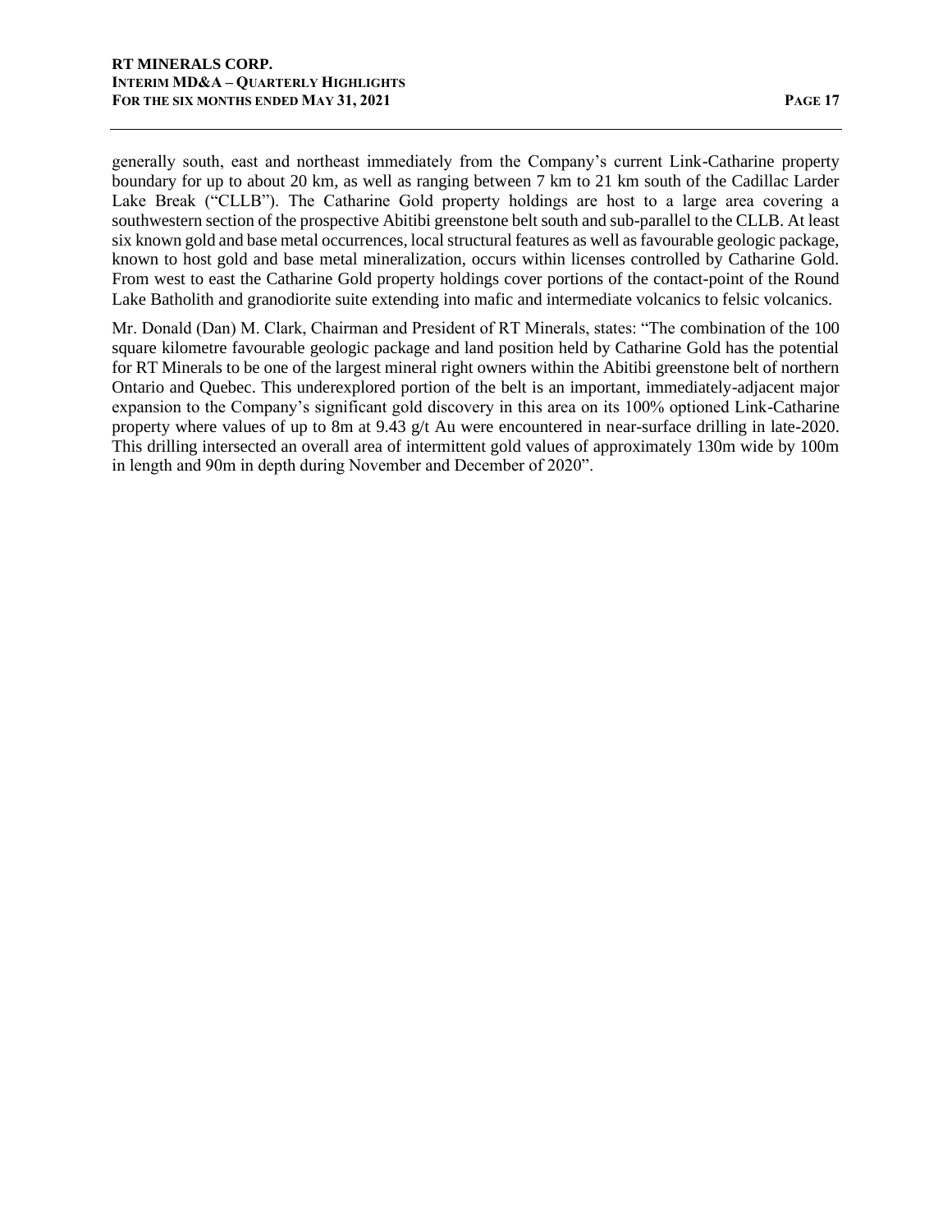generally south, east and northeast immediately from the Company's current Link-Catharine property boundary for up to about 20 km, as well as ranging between 7 km to 21 km south of the Cadillac Larder Lake Break ("CLLB"). The Catharine Gold property holdings are host to a large area covering a southwestern section of the prospective Abitibi greenstone belt south and sub-parallel to the CLLB. At least six known gold and base metal occurrences, local structural features as well as favourable geologic package, known to host gold and base metal mineralization, occurs within licenses controlled by Catharine Gold. From west to east the Catharine Gold property holdings cover portions of the contact-point of the Round Lake Batholith and granodiorite suite extending into mafic and intermediate volcanics to felsic volcanics.

Mr. Donald (Dan) M. Clark, Chairman and President of RT Minerals, states: "The combination of the 100 square kilometre favourable geologic package and land position held by Catharine Gold has the potential for RT Minerals to be one of the largest mineral right owners within the Abitibi greenstone belt of northern Ontario and Quebec. This underexplored portion of the belt is an important, immediately-adjacent major expansion to the Company's significant gold discovery in this area on its 100% optioned Link-Catharine property where values of up to 8m at 9.43 g/t Au were encountered in near-surface drilling in late-2020. This drilling intersected an overall area of intermittent gold values of approximately 130m wide by 100m in length and 90m in depth during November and December of 2020".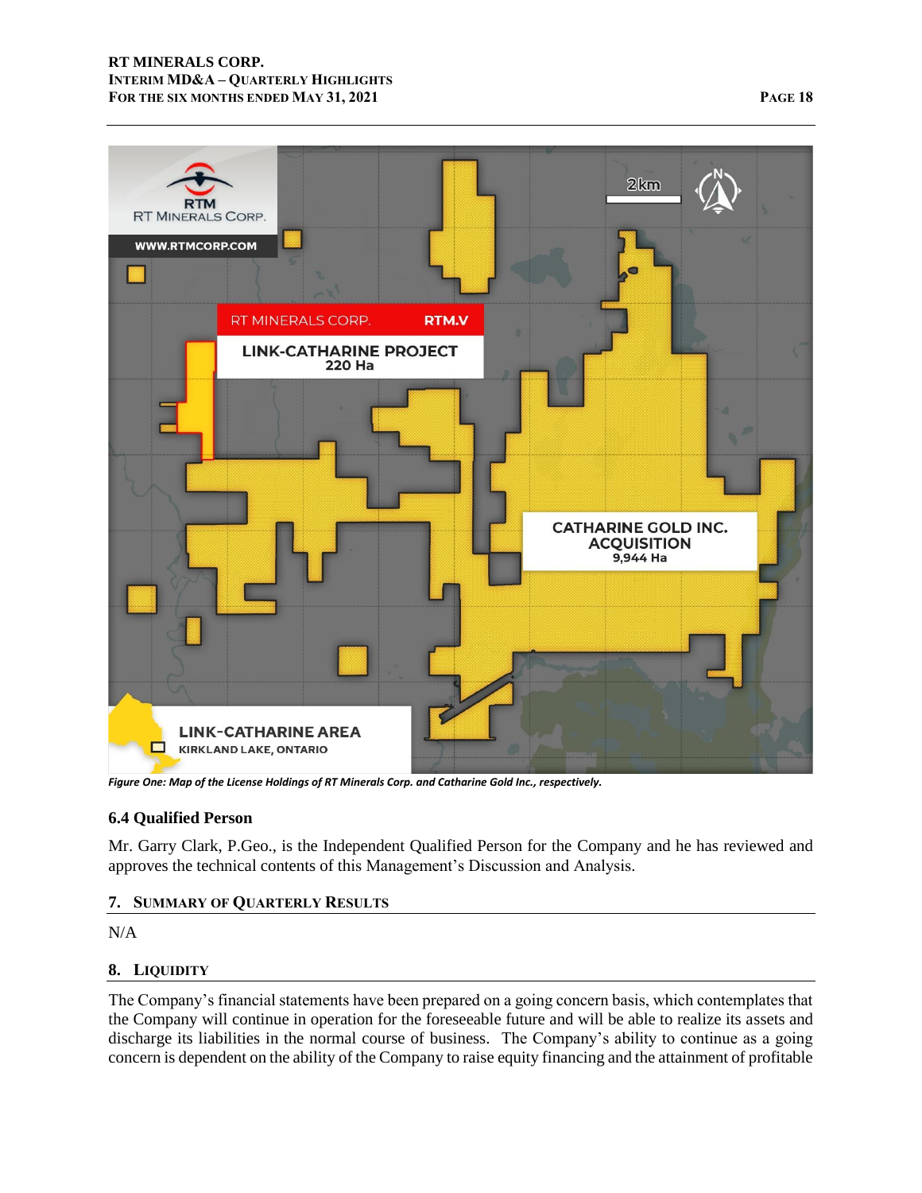*Figure One: Map of the License Holdings of RT Minerals Corp. and Catharine Gold Inc., respectively.*

### 6.4 Qualified Person

Mr. Garry Clark, P.Geo., is the Independent Qualified Person for the Company and he has reviewed and approves the technical contents of this Management's Discussion and Analysis.

## 7. Summary of Quarterly Results

N/A

## 8. Liquidity

The Company's financial statements have been prepared on a going concern basis, which contemplates that the Company will continue in operation for the foreseeable future and will be able to realize its assets and discharge its liabilities in the normal course of business. The Company's ability to continue as a going concern is dependent on the ability of the Company to raise equity financing and the attainment of profitable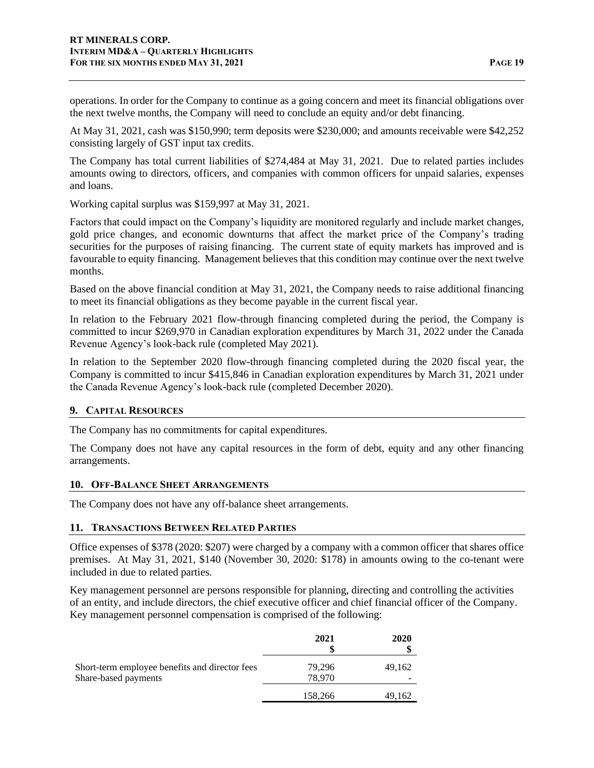operations. In order for the Company to continue as a going concern and meet its financial obligations over the next twelve months, the Company will need to conclude an equity and/or debt financing.

At May 31, 2021, cash was $150,990; term deposits were $230,000; and amounts receivable were $42,252 consisting largely of GST input tax credits.

The Company has total current liabilities of $274,484 at May 31, 2021. Due to related parties includes amounts owing to directors, officers, and companies with common officers for unpaid salaries, expenses and loans.

Working capital surplus was $159,997 at May 31, 2021.

Factors that could impact on the Company's liquidity are monitored regularly and include market changes, gold price changes, and economic downturns that affect the market price of the Company's trading securities for the purposes of raising financing. The current state of equity markets has improved and is favourable to equity financing. Management believes that this condition may continue over the next twelve months.

Based on the above financial condition at May 31, 2021, the Company needs to raise additional financing to meet its financial obligations as they become payable in the current fiscal year.

In relation to the February 2021 flow-through financing completed during the period, the Company is committed to incur $269,970 in Canadian exploration expenditures by March 31, 2022 under the Canada Revenue Agency's look-back rule (completed May 2021).

In relation to the September 2020 flow-through financing completed during the 2020 fiscal year, the Company is committed to incur $415,846 in Canadian exploration expenditures by March 31, 2021 under the Canada Revenue Agency's look-back rule (completed December 2020).

## 9. Capital Resources

The Company has no commitments for capital expenditures.

The Company does not have any capital resources in the form of debt, equity and any other financing arrangements.

## 10. Off-Balance Sheet Arrangements

The Company does not have any off-balance sheet arrangements.

## 11. Transactions Between Related Parties

Office expenses of $378 (2020: $207) were charged by a company with a common officer that shares office premises. At May 31, 2021, $140 (November 30, 2020: $178) in amounts owing to the co-tenant were included in due to related parties.

Key management personnel are persons responsible for planning, directing and controlling the activities of an entity, and include directors, the chief executive officer and chief financial officer of the Company. Key management personnel compensation is comprised of the following:

| | 2021<br>$ | 2020<br>$ |
|---|---|---|
| Short-term employee benefits and director fees | 79,296 | 49,162 |
| Share-based payments | 78,970 | - |
| | 158,266 | 49,162 |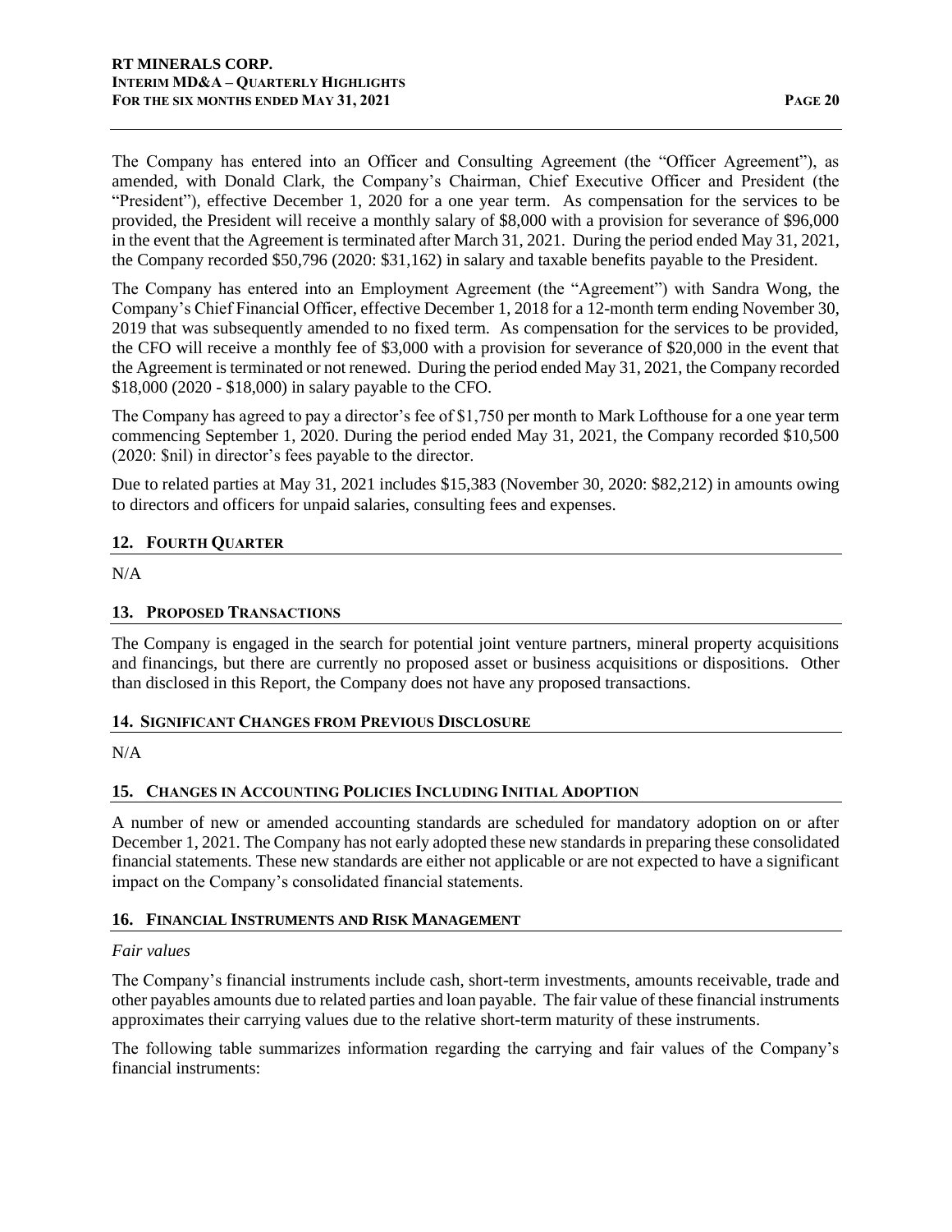The Company has entered into an Officer and Consulting Agreement (the "Officer Agreement"), as amended, with Donald Clark, the Company's Chairman, Chief Executive Officer and President (the "President"), effective December 1, 2020 for a one year term. As compensation for the services to be provided, the President will receive a monthly salary of $8,000 with a provision for severance of $96,000 in the event that the Agreement is terminated after March 31, 2021. During the period ended May 31, 2021, the Company recorded $50,796 (2020: $31,162) in salary and taxable benefits payable to the President.

The Company has entered into an Employment Agreement (the "Agreement") with Sandra Wong, the Company's Chief Financial Officer, effective December 1, 2018 for a 12-month term ending November 30, 2019 that was subsequently amended to no fixed term. As compensation for the services to be provided, the CFO will receive a monthly fee of $3,000 with a provision for severance of $20,000 in the event that the Agreement is terminated or not renewed. During the period ended May 31, 2021, the Company recorded $18,000 (2020 - $18,000) in salary payable to the CFO.

The Company has agreed to pay a director's fee of $1,750 per month to Mark Lofthouse for a one year term commencing September 1, 2020. During the period ended May 31, 2021, the Company recorded $10,500 (2020: $nil) in director's fees payable to the director.

Due to related parties at May 31, 2021 includes $15,383 (November 30, 2020: $82,212) in amounts owing to directors and officers for unpaid salaries, consulting fees and expenses.

## 12. FOURTH QUARTER

N/A

## 13. PROPOSED TRANSACTIONS

The Company is engaged in the search for potential joint venture partners, mineral property acquisitions and financings, but there are currently no proposed asset or business acquisitions or dispositions. Other than disclosed in this Report, the Company does not have any proposed transactions.

## 14. SIGNIFICANT CHANGES FROM PREVIOUS DISCLOSURE

N/A

## 15. CHANGES IN ACCOUNTING POLICIES INCLUDING INITIAL ADOPTION

A number of new or amended accounting standards are scheduled for mandatory adoption on or after December 1, 2021. The Company has not early adopted these new standards in preparing these consolidated financial statements. These new standards are either not applicable or are not expected to have a significant impact on the Company's consolidated financial statements.

## 16. FINANCIAL INSTRUMENTS AND RISK MANAGEMENT

*Fair values*

The Company's financial instruments include cash, short-term investments, amounts receivable, trade and other payables amounts due to related parties and loan payable. The fair value of these financial instruments approximates their carrying values due to the relative short-term maturity of these instruments.

The following table summarizes information regarding the carrying and fair values of the Company's financial instruments: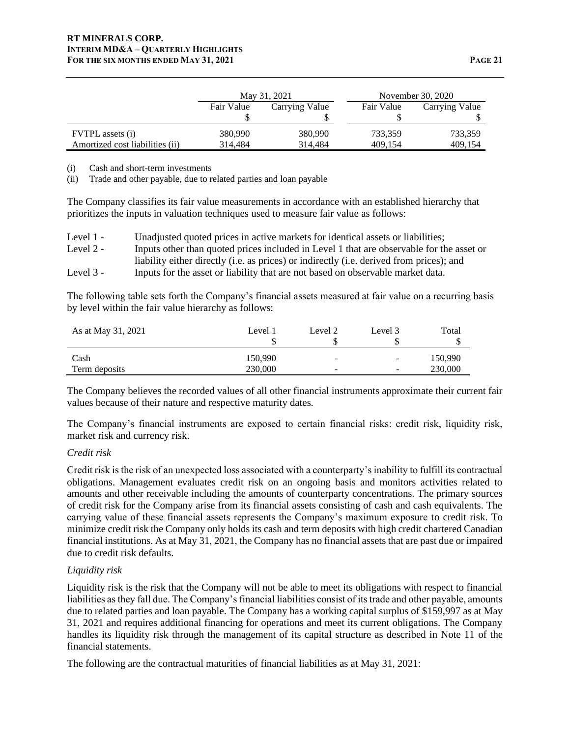| | May 31, 2021 | | November 30, 2020 | |
|---|---|---|---|---|
| | Fair Value | Carrying Value | Fair Value | Carrying Value |
| | $ | $ | $ | $ |
| FVTPL assets (i) | 380,990 | 380,990 | 733,359 | 733,359 |
| Amortized cost liabilities (ii) | 314,484 | 314,484 | 409,154 | 409,154 |

(i) Cash and short-term investments
(ii) Trade and other payable, due to related parties and loan payable

The Company classifies its fair value measurements in accordance with an established hierarchy that prioritizes the inputs in valuation techniques used to measure fair value as follows:

Level 1 - Unadjusted quoted prices in active markets for identical assets or liabilities;
Level 2 - Inputs other than quoted prices included in Level 1 that are observable for the asset or liability either directly (i.e. as prices) or indirectly (i.e. derived from prices); and
Level 3 - Inputs for the asset or liability that are not based on observable market data.

The following table sets forth the Company's financial assets measured at fair value on a recurring basis by level within the fair value hierarchy as follows:

| As at May 31, 2021 | Level 1 | Level 2 | Level 3 | Total |
|---|---|---|---|---|
| | $ | $ | $ | $ |
| Cash | 150,990 | - | - | 150,990 |
| Term deposits | 230,000 | - | - | 230,000 |

The Company believes the recorded values of all other financial instruments approximate their current fair values because of their nature and respective maturity dates.

The Company's financial instruments are exposed to certain financial risks: credit risk, liquidity risk, market risk and currency risk.

*Credit risk*

Credit risk is the risk of an unexpected loss associated with a counterparty's inability to fulfill its contractual obligations. Management evaluates credit risk on an ongoing basis and monitors activities related to amounts and other receivable including the amounts of counterparty concentrations. The primary sources of credit risk for the Company arise from its financial assets consisting of cash and cash equivalents. The carrying value of these financial assets represents the Company's maximum exposure to credit risk. To minimize credit risk the Company only holds its cash and term deposits with high credit chartered Canadian financial institutions. As at May 31, 2021, the Company has no financial assets that are past due or impaired due to credit risk defaults.

*Liquidity risk*

Liquidity risk is the risk that the Company will not be able to meet its obligations with respect to financial liabilities as they fall due. The Company's financial liabilities consist of its trade and other payable, amounts due to related parties and loan payable. The Company has a working capital surplus of $159,997 as at May 31, 2021 and requires additional financing for operations and meet its current obligations. The Company handles its liquidity risk through the management of its capital structure as described in Note 11 of the financial statements.

The following are the contractual maturities of financial liabilities as at May 31, 2021: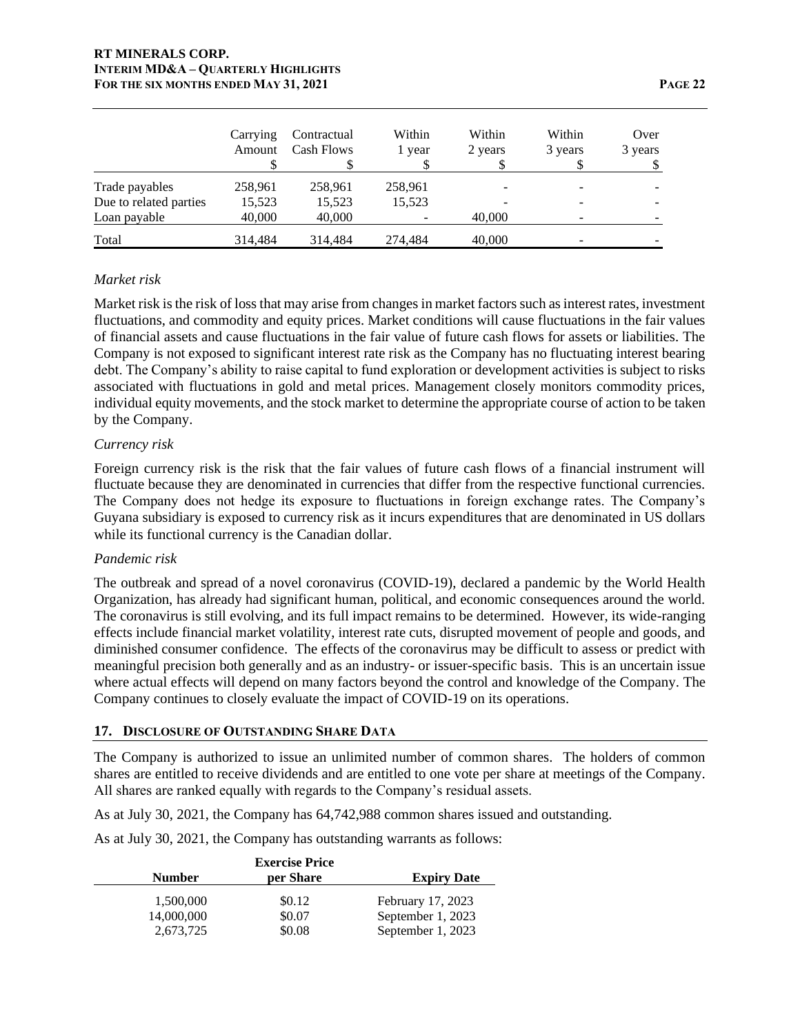| | Carrying Amount $ | Contractual Cash Flows $ | Within 1 year $ | Within 2 years $ | Within 3 years $ | Over 3 years $ |
|---|---|---|---|---|---|---|
| Trade payables | 258,961 | 258,961 | 258,961 | - | - | - |
| Due to related parties | 15,523 | 15,523 | 15,523 | - | - | - |
| Loan payable | 40,000 | 40,000 | - | 40,000 | - | - |
| Total | 314,484 | 314,484 | 274,484 | 40,000 | - | - |

*Market risk*

Market risk is the risk of loss that may arise from changes in market factors such as interest rates, investment fluctuations, and commodity and equity prices. Market conditions will cause fluctuations in the fair values of financial assets and cause fluctuations in the fair value of future cash flows for assets or liabilities. The Company is not exposed to significant interest rate risk as the Company has no fluctuating interest bearing debt. The Company's ability to raise capital to fund exploration or development activities is subject to risks associated with fluctuations in gold and metal prices. Management closely monitors commodity prices, individual equity movements, and the stock market to determine the appropriate course of action to be taken by the Company.

*Currency risk*

Foreign currency risk is the risk that the fair values of future cash flows of a financial instrument will fluctuate because they are denominated in currencies that differ from the respective functional currencies. The Company does not hedge its exposure to fluctuations in foreign exchange rates. The Company's Guyana subsidiary is exposed to currency risk as it incurs expenditures that are denominated in US dollars while its functional currency is the Canadian dollar.

*Pandemic risk*

The outbreak and spread of a novel coronavirus (COVID-19), declared a pandemic by the World Health Organization, has already had significant human, political, and economic consequences around the world. The coronavirus is still evolving, and its full impact remains to be determined. However, its wide-ranging effects include financial market volatility, interest rate cuts, disrupted movement of people and goods, and diminished consumer confidence. The effects of the coronavirus may be difficult to assess or predict with meaningful precision both generally and as an industry- or issuer-specific basis. This is an uncertain issue where actual effects will depend on many factors beyond the control and knowledge of the Company. The Company continues to closely evaluate the impact of COVID-19 on its operations.

## 17. Disclosure of Outstanding Share Data

The Company is authorized to issue an unlimited number of common shares. The holders of common shares are entitled to receive dividends and are entitled to one vote per share at meetings of the Company. All shares are ranked equally with regards to the Company's residual assets.

As at July 30, 2021, the Company has 64,742,988 common shares issued and outstanding.

As at July 30, 2021, the Company has outstanding warrants as follows:

| Number | Exercise Price per Share | Expiry Date |
|---|---|---|
| 1,500,000 | $0.12 | February 17, 2023 |
| 14,000,000 | $0.07 | September 1, 2023 |
| 2,673,725 | $0.08 | September 1, 2023 |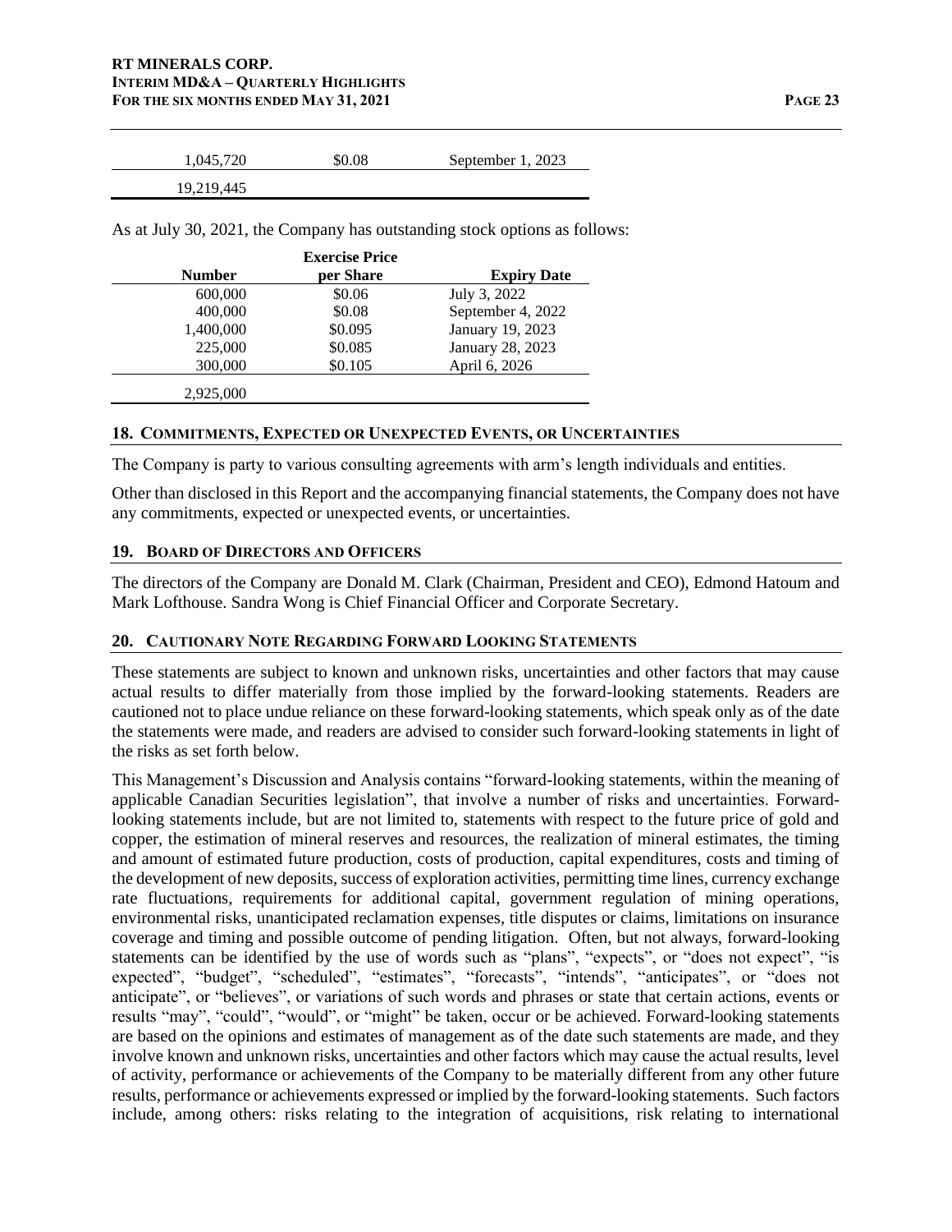| | | |
|---|---|---|
| 1,045,720 | $0.08 | September 1, 2023 |
| 19,219,445 | | |

As at July 30, 2021, the Company has outstanding stock options as follows:

| Number | Exercise Price per Share | Expiry Date |
|---|---|---|
| 600,000 | $0.06 | July 3, 2022 |
| 400,000 | $0.08 | September 4, 2022 |
| 1,400,000 | $0.095 | January 19, 2023 |
| 225,000 | $0.085 | January 28, 2023 |
| 300,000 | $0.105 | April 6, 2026 |
| 2,925,000 | | |

## 18. Commitments, Expected or Unexpected Events, or Uncertainties

The Company is party to various consulting agreements with arm's length individuals and entities.

Other than disclosed in this Report and the accompanying financial statements, the Company does not have any commitments, expected or unexpected events, or uncertainties.

## 19. Board of Directors and Officers

The directors of the Company are Donald M. Clark (Chairman, President and CEO), Edmond Hatoum and Mark Lofthouse. Sandra Wong is Chief Financial Officer and Corporate Secretary.

## 20. Cautionary Note Regarding Forward Looking Statements

These statements are subject to known and unknown risks, uncertainties and other factors that may cause actual results to differ materially from those implied by the forward-looking statements. Readers are cautioned not to place undue reliance on these forward-looking statements, which speak only as of the date the statements were made, and readers are advised to consider such forward-looking statements in light of the risks as set forth below.

This Management's Discussion and Analysis contains "forward-looking statements, within the meaning of applicable Canadian Securities legislation", that involve a number of risks and uncertainties. Forward-looking statements include, but are not limited to, statements with respect to the future price of gold and copper, the estimation of mineral reserves and resources, the realization of mineral estimates, the timing and amount of estimated future production, costs of production, capital expenditures, costs and timing of the development of new deposits, success of exploration activities, permitting time lines, currency exchange rate fluctuations, requirements for additional capital, government regulation of mining operations, environmental risks, unanticipated reclamation expenses, title disputes or claims, limitations on insurance coverage and timing and possible outcome of pending litigation. Often, but not always, forward-looking statements can be identified by the use of words such as "plans", "expects", or "does not expect", "is expected", "budget", "scheduled", "estimates", "forecasts", "intends", "anticipates", or "does not anticipate", or "believes", or variations of such words and phrases or state that certain actions, events or results "may", "could", "would", or "might" be taken, occur or be achieved. Forward-looking statements are based on the opinions and estimates of management as of the date such statements are made, and they involve known and unknown risks, uncertainties and other factors which may cause the actual results, level of activity, performance or achievements of the Company to be materially different from any other future results, performance or achievements expressed or implied by the forward-looking statements. Such factors include, among others: risks relating to the integration of acquisitions, risk relating to international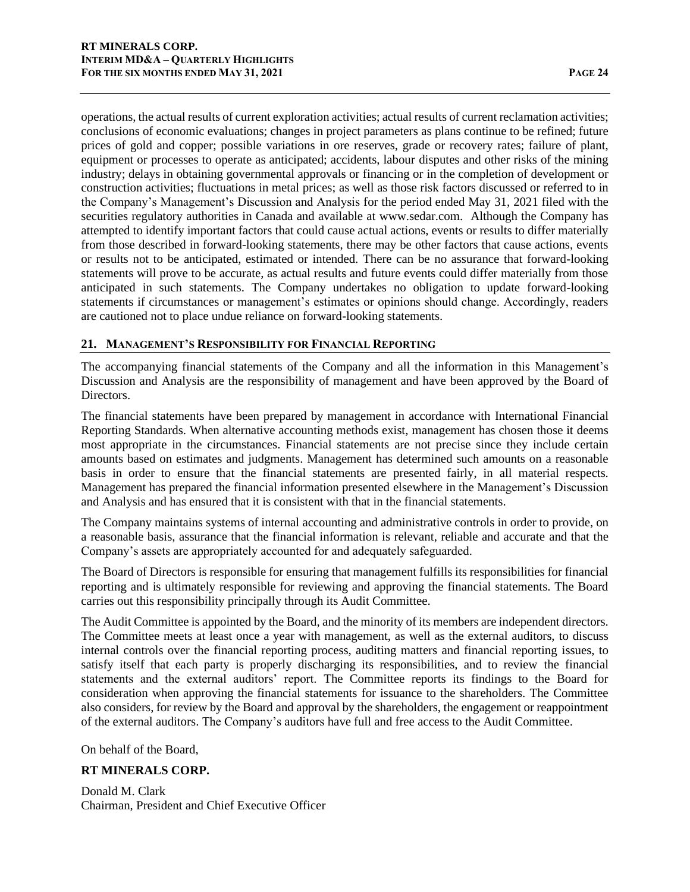operations, the actual results of current exploration activities; actual results of current reclamation activities; conclusions of economic evaluations; changes in project parameters as plans continue to be refined; future prices of gold and copper; possible variations in ore reserves, grade or recovery rates; failure of plant, equipment or processes to operate as anticipated; accidents, labour disputes and other risks of the mining industry; delays in obtaining governmental approvals or financing or in the completion of development or construction activities; fluctuations in metal prices; as well as those risk factors discussed or referred to in the Company's Management's Discussion and Analysis for the period ended May 31, 2021 filed with the securities regulatory authorities in Canada and available at www.sedar.com. Although the Company has attempted to identify important factors that could cause actual actions, events or results to differ materially from those described in forward-looking statements, there may be other factors that cause actions, events or results not to be anticipated, estimated or intended. There can be no assurance that forward-looking statements will prove to be accurate, as actual results and future events could differ materially from those anticipated in such statements. The Company undertakes no obligation to update forward-looking statements if circumstances or management's estimates or opinions should change. Accordingly, readers are cautioned not to place undue reliance on forward-looking statements.

## 21. Management's Responsibility for Financial Reporting

The accompanying financial statements of the Company and all the information in this Management's Discussion and Analysis are the responsibility of management and have been approved by the Board of Directors.

The financial statements have been prepared by management in accordance with International Financial Reporting Standards. When alternative accounting methods exist, management has chosen those it deems most appropriate in the circumstances. Financial statements are not precise since they include certain amounts based on estimates and judgments. Management has determined such amounts on a reasonable basis in order to ensure that the financial statements are presented fairly, in all material respects. Management has prepared the financial information presented elsewhere in the Management's Discussion and Analysis and has ensured that it is consistent with that in the financial statements.

The Company maintains systems of internal accounting and administrative controls in order to provide, on a reasonable basis, assurance that the financial information is relevant, reliable and accurate and that the Company's assets are appropriately accounted for and adequately safeguarded.

The Board of Directors is responsible for ensuring that management fulfills its responsibilities for financial reporting and is ultimately responsible for reviewing and approving the financial statements. The Board carries out this responsibility principally through its Audit Committee.

The Audit Committee is appointed by the Board, and the minority of its members are independent directors. The Committee meets at least once a year with management, as well as the external auditors, to discuss internal controls over the financial reporting process, auditing matters and financial reporting issues, to satisfy itself that each party is properly discharging its responsibilities, and to review the financial statements and the external auditors' report. The Committee reports its findings to the Board for consideration when approving the financial statements for issuance to the shareholders. The Committee also considers, for review by the Board and approval by the shareholders, the engagement or reappointment of the external auditors. The Company's auditors have full and free access to the Audit Committee.

On behalf of the Board,

**RT MINERALS CORP.**

Donald M. Clark
Chairman, President and Chief Executive Officer